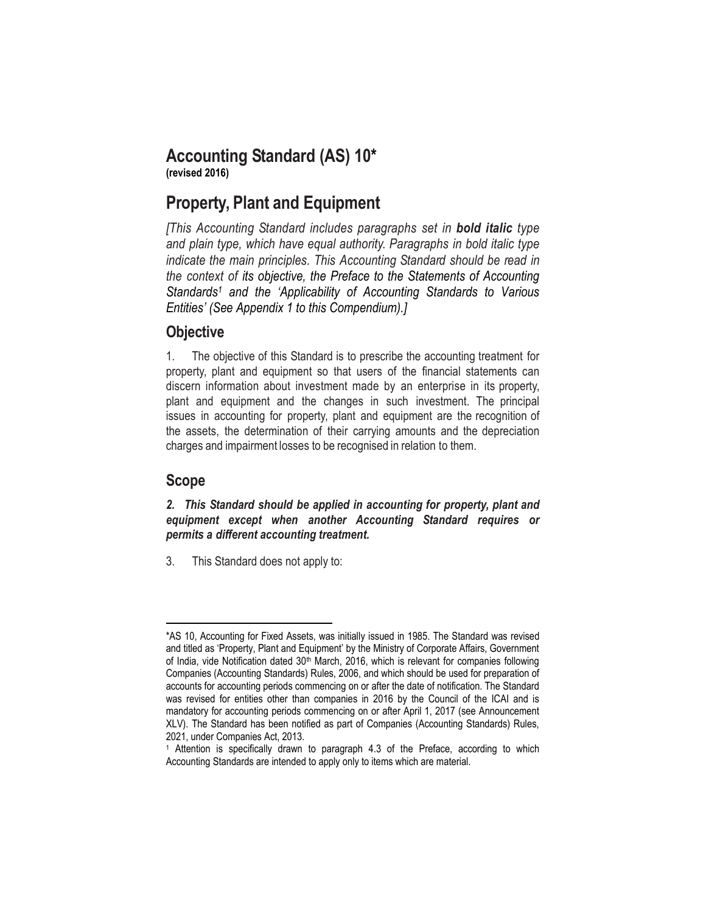# Accounting Standard (AS) 10*

**(revised 2016)**

# Property, Plant and Equipment

*[This Accounting Standard includes paragraphs set in **bold italic** type and plain type, which have equal authority. Paragraphs in bold italic type indicate the main principles. This Accounting Standard should be read in the context of its objective, the Preface to the Statements of Accounting Standards[1] and the 'Applicability of Accounting Standards to Various Entities' (See Appendix 1 to this Compendium).]*

## Objective

1. The objective of this Standard is to prescribe the accounting treatment for property, plant and equipment so that users of the financial statements can discern information about investment made by an enterprise in its property, plant and equipment and the changes in such investment. The principal issues in accounting for property, plant and equipment are the recognition of the assets, the determination of their carrying amounts and the depreciation charges and impairment losses to be recognised in relation to them.

## Scope

***2. This Standard should be applied in accounting for property, plant and equipment except when another Accounting Standard requires or permits a different accounting treatment.***

3. This Standard does not apply to:

---

*AS 10, Accounting for Fixed Assets, was initially issued in 1985. The Standard was revised and titled as 'Property, Plant and Equipment' by the Ministry of Corporate Affairs, Government of India, vide Notification dated 30th March, 2016, which is relevant for companies following Companies (Accounting Standards) Rules, 2006, and which should be used for preparation of accounts for accounting periods commencing on or after the date of notification. The Standard was revised for entities other than companies in 2016 by the Council of the ICAI and is mandatory for accounting periods commencing on or after April 1, 2017 (see Announcement XLV). The Standard has been notified as part of Companies (Accounting Standards) Rules, 2021, under Companies Act, 2013.

[1] Attention is specifically drawn to paragraph 4.3 of the Preface, according to which Accounting Standards are intended to apply only to items which are material.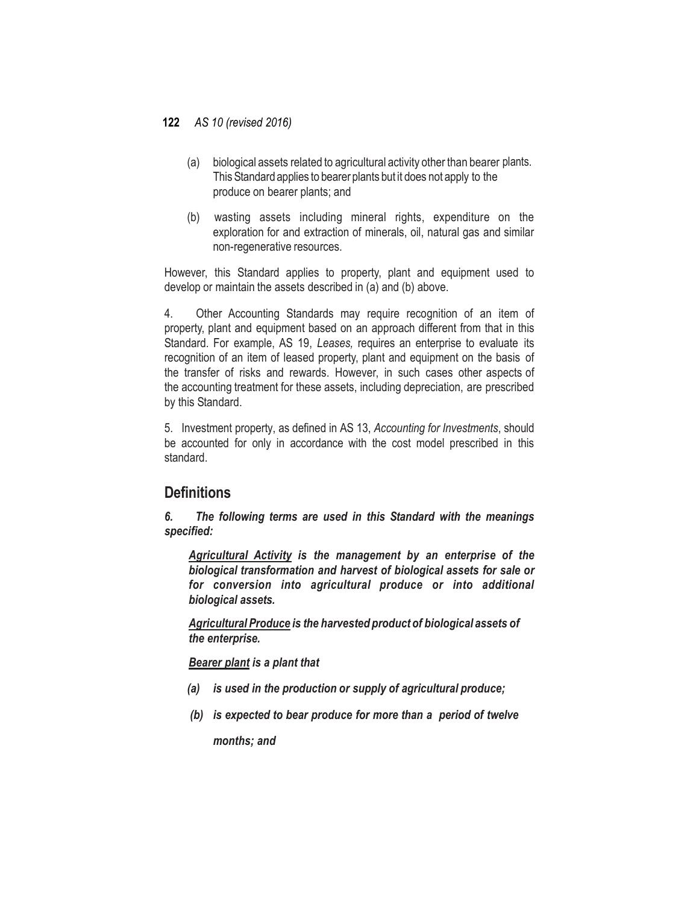(a) biological assets related to agricultural activity other than bearer plants. This Standard applies to bearer plants but it does not apply to the produce on bearer plants; and

(b) wasting assets including mineral rights, expenditure on the exploration for and extraction of minerals, oil, natural gas and similar non-regenerative resources.

However, this Standard applies to property, plant and equipment used to develop or maintain the assets described in (a) and (b) above.

4. Other Accounting Standards may require recognition of an item of property, plant and equipment based on an approach different from that in this Standard. For example, AS 19, *Leases,* requires an enterprise to evaluate its recognition of an item of leased property, plant and equipment on the basis of the transfer of risks and rewards. However, in such cases other aspects of the accounting treatment for these assets, including depreciation, are prescribed by this Standard.

5. Investment property, as defined in AS 13, *Accounting for Investments*, should be accounted for only in accordance with the cost model prescribed in this standard.

## Definitions

***6. The following terms are used in this Standard with the meanings specified:***

***<u>Agricultural Activity</u> is the management by an enterprise of the biological transformation and harvest of biological assets for sale or for conversion into agricultural produce or into additional biological assets.***

***<u>Agricultural Produce</u> is the harvested product of biological assets of the enterprise.***

***<u>Bearer plant</u> is a plant that***

***(a) is used in the production or supply of agricultural produce;***

***(b) is expected to bear produce for more than a period of twelve months; and***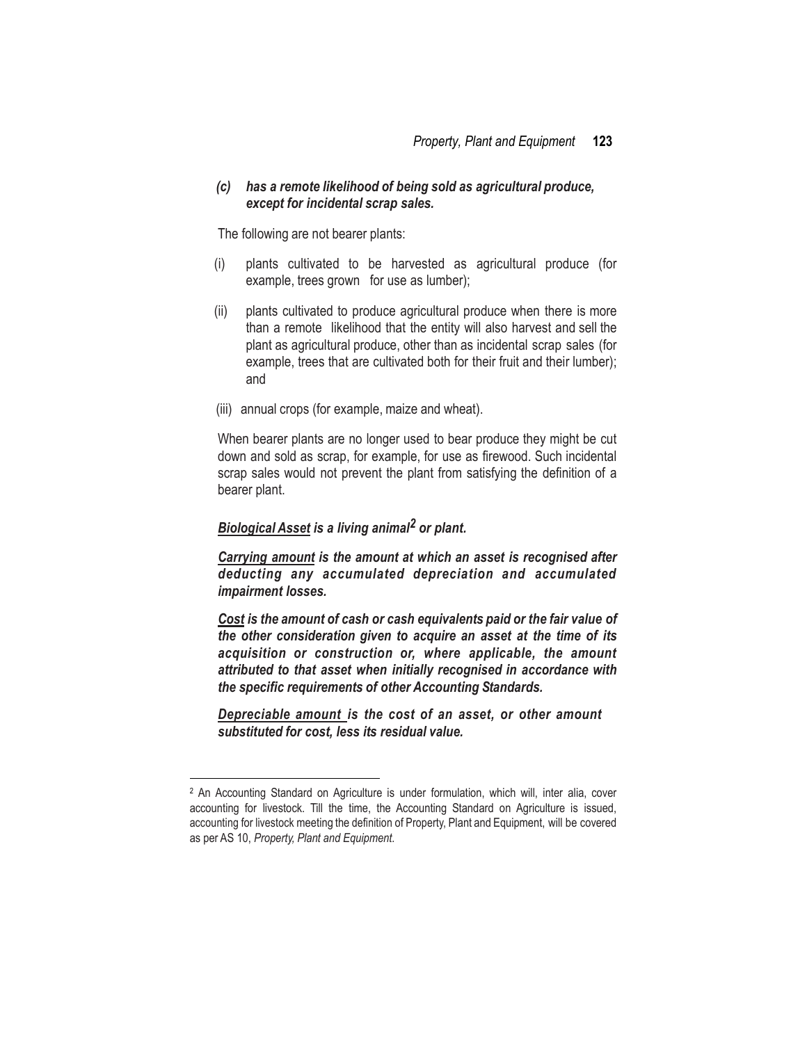***(c) has a remote likelihood of being sold as agricultural produce, except for incidental scrap sales.***

The following are not bearer plants:

(i) plants cultivated to be harvested as agricultural produce (for example, trees grown for use as lumber);

(ii) plants cultivated to produce agricultural produce when there is more than a remote likelihood that the entity will also harvest and sell the plant as agricultural produce, other than as incidental scrap sales (for example, trees that are cultivated both for their fruit and their lumber); and

(iii) annual crops (for example, maize and wheat).

When bearer plants are no longer used to bear produce they might be cut down and sold as scrap, for example, for use as firewood. Such incidental scrap sales would not prevent the plant from satisfying the definition of a bearer plant.

***Biological Asset is a living animal[2] or plant.***

***Carrying amount is the amount at which an asset is recognised after deducting any accumulated depreciation and accumulated impairment losses.***

***Cost is the amount of cash or cash equivalents paid or the fair value of the other consideration given to acquire an asset at the time of its acquisition or construction or, where applicable, the amount attributed to that asset when initially recognised in accordance with the specific requirements of other Accounting Standards.***

***Depreciable amount is the cost of an asset, or other amount substituted for cost, less its residual value.***

---

[2] An Accounting Standard on Agriculture is under formulation, which will, inter alia, cover accounting for livestock. Till the time, the Accounting Standard on Agriculture is issued, accounting for livestock meeting the definition of Property, Plant and Equipment, will be covered as per AS 10, *Property, Plant and Equipment.*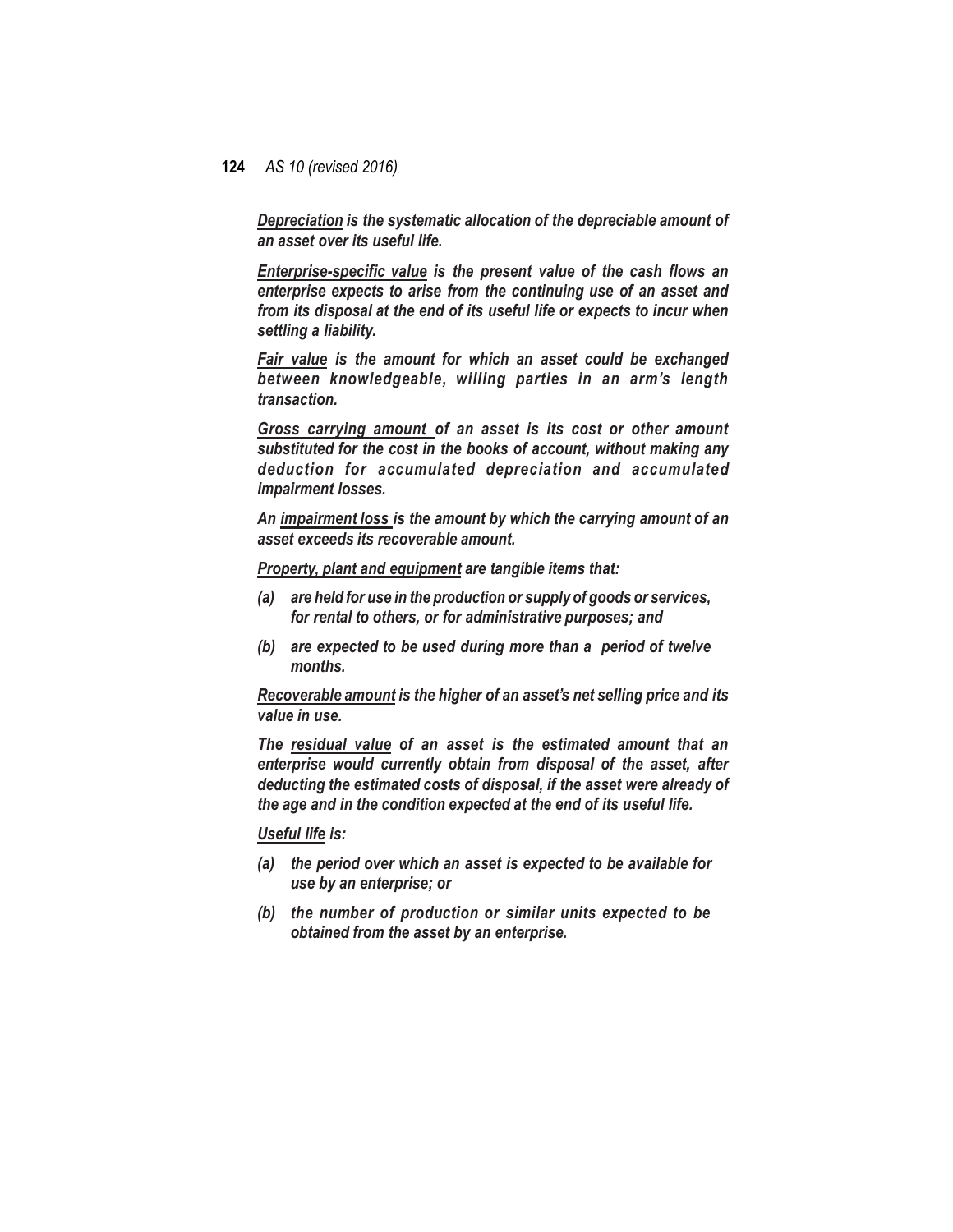***Depreciation** is the systematic allocation of the depreciable amount of an asset over its useful life.*

***Enterprise-specific value** is the present value of the cash flows an enterprise expects to arise from the continuing use of an asset and from its disposal at the end of its useful life or expects to incur when settling a liability.*

***Fair value** is the amount for which an asset could be exchanged between knowledgeable, willing parties in an arm's length transaction.*

***Gross carrying amount** of an asset is its cost or other amount substituted for the cost in the books of account, without making any deduction for accumulated depreciation and accumulated impairment losses.*

*An **impairment loss** is the amount by which the carrying amount of an asset exceeds its recoverable amount.*

***Property, plant and equipment** are tangible items that:*

*(a) are held for use in the production or supply of goods or services, for rental to others, or for administrative purposes; and*

*(b) are expected to be used during more than a period of twelve months.*

***Recoverable amount** is the higher of an asset's net selling price and its value in use.*

*The **residual value** of an asset is the estimated amount that an enterprise would currently obtain from disposal of the asset, after deducting the estimated costs of disposal, if the asset were already of the age and in the condition expected at the end of its useful life.*

***Useful life** is:*

*(a) the period over which an asset is expected to be available for use by an enterprise; or*

*(b) the number of production or similar units expected to be obtained from the asset by an enterprise.*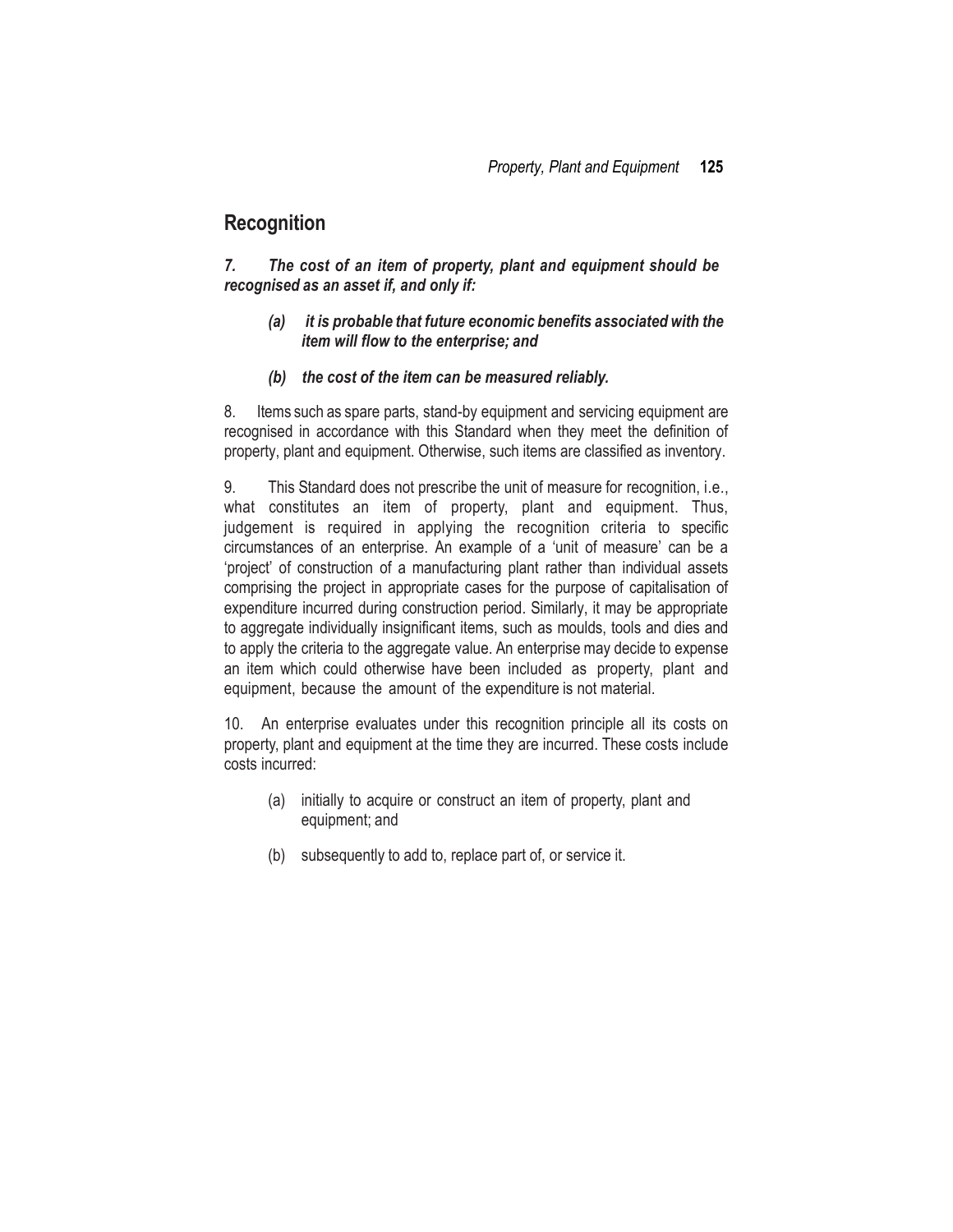## Recognition

***7. The cost of an item of property, plant and equipment should be recognised as an asset if, and only if:***

***(a) it is probable that future economic benefits associated with the item will flow to the enterprise; and***

***(b) the cost of the item can be measured reliably.***

8. Items such as spare parts, stand-by equipment and servicing equipment are recognised in accordance with this Standard when they meet the definition of property, plant and equipment. Otherwise, such items are classified as inventory.

9. This Standard does not prescribe the unit of measure for recognition, i.e., what constitutes an item of property, plant and equipment. Thus, judgement is required in applying the recognition criteria to specific circumstances of an enterprise. An example of a 'unit of measure' can be a 'project' of construction of a manufacturing plant rather than individual assets comprising the project in appropriate cases for the purpose of capitalisation of expenditure incurred during construction period. Similarly, it may be appropriate to aggregate individually insignificant items, such as moulds, tools and dies and to apply the criteria to the aggregate value. An enterprise may decide to expense an item which could otherwise have been included as property, plant and equipment, because the amount of the expenditure is not material.

10. An enterprise evaluates under this recognition principle all its costs on property, plant and equipment at the time they are incurred. These costs include costs incurred:

(a) initially to acquire or construct an item of property, plant and equipment; and

(b) subsequently to add to, replace part of, or service it.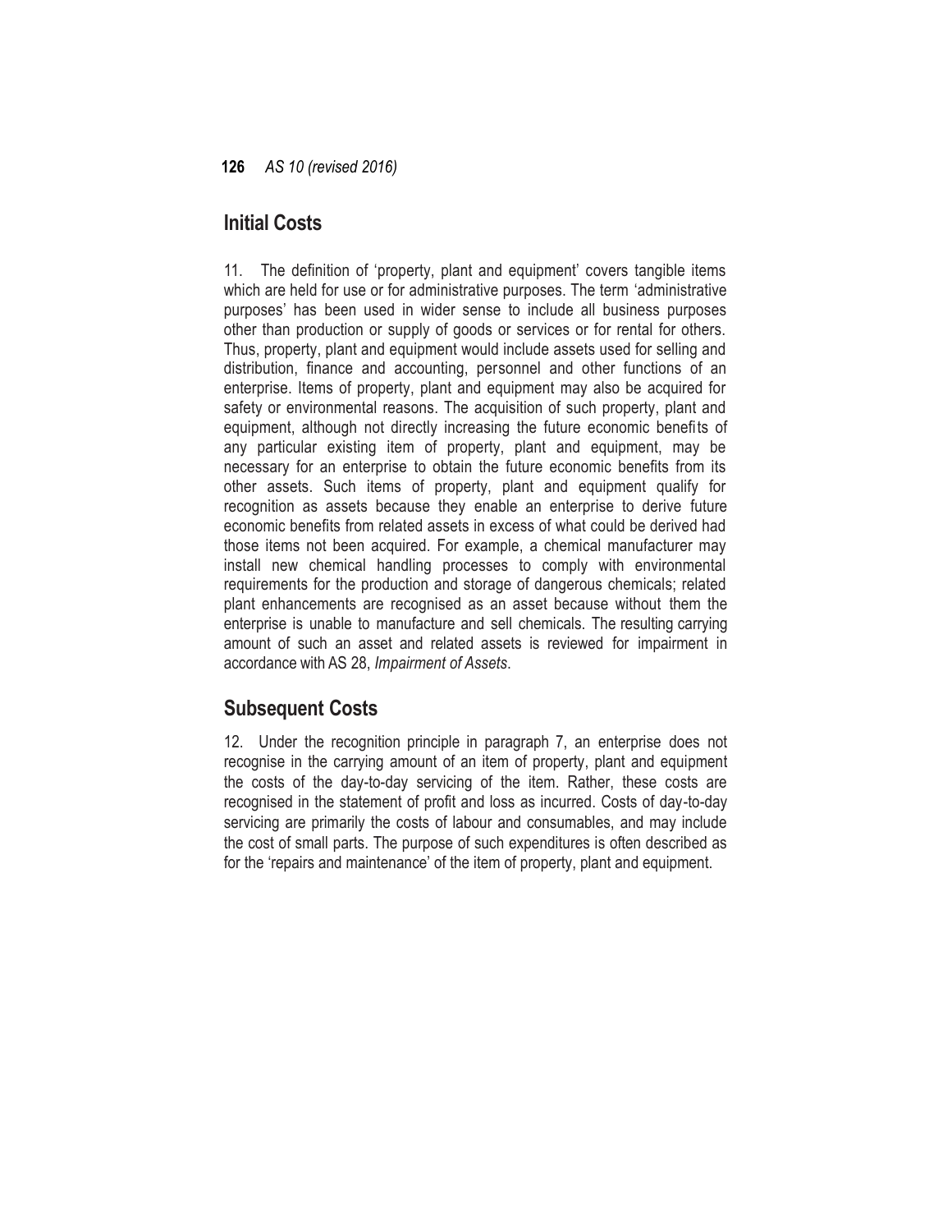## Initial Costs

11. The definition of 'property, plant and equipment' covers tangible items which are held for use or for administrative purposes. The term 'administrative purposes' has been used in wider sense to include all business purposes other than production or supply of goods or services or for rental for others. Thus, property, plant and equipment would include assets used for selling and distribution, finance and accounting, personnel and other functions of an enterprise. Items of property, plant and equipment may also be acquired for safety or environmental reasons. The acquisition of such property, plant and equipment, although not directly increasing the future economic benefits of any particular existing item of property, plant and equipment, may be necessary for an enterprise to obtain the future economic benefits from its other assets. Such items of property, plant and equipment qualify for recognition as assets because they enable an enterprise to derive future economic benefits from related assets in excess of what could be derived had those items not been acquired. For example, a chemical manufacturer may install new chemical handling processes to comply with environmental requirements for the production and storage of dangerous chemicals; related plant enhancements are recognised as an asset because without them the enterprise is unable to manufacture and sell chemicals. The resulting carrying amount of such an asset and related assets is reviewed for impairment in accordance with AS 28, *Impairment of Assets*.

## Subsequent Costs

12. Under the recognition principle in paragraph 7, an enterprise does not recognise in the carrying amount of an item of property, plant and equipment the costs of the day-to-day servicing of the item. Rather, these costs are recognised in the statement of profit and loss as incurred. Costs of day-to-day servicing are primarily the costs of labour and consumables, and may include the cost of small parts. The purpose of such expenditures is often described as for the 'repairs and maintenance' of the item of property, plant and equipment.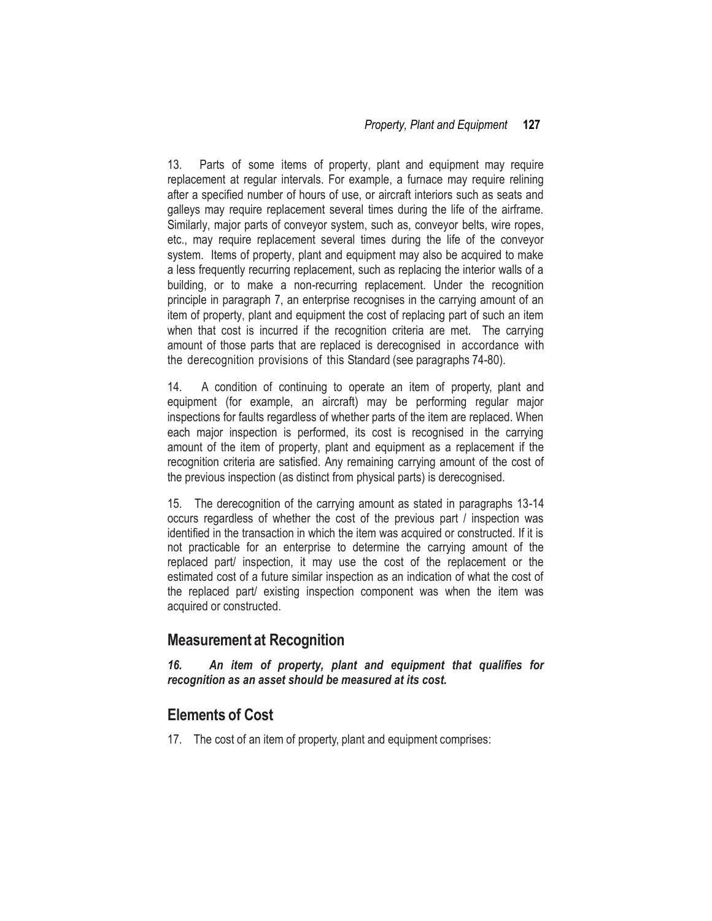13. Parts of some items of property, plant and equipment may require replacement at regular intervals. For example, a furnace may require relining after a specified number of hours of use, or aircraft interiors such as seats and galleys may require replacement several times during the life of the airframe. Similarly, major parts of conveyor system, such as, conveyor belts, wire ropes, etc., may require replacement several times during the life of the conveyor system. Items of property, plant and equipment may also be acquired to make a less frequently recurring replacement, such as replacing the interior walls of a building, or to make a non-recurring replacement. Under the recognition principle in paragraph 7, an enterprise recognises in the carrying amount of an item of property, plant and equipment the cost of replacing part of such an item when that cost is incurred if the recognition criteria are met. The carrying amount of those parts that are replaced is derecognised in accordance with the derecognition provisions of this Standard (see paragraphs 74-80).

14. A condition of continuing to operate an item of property, plant and equipment (for example, an aircraft) may be performing regular major inspections for faults regardless of whether parts of the item are replaced. When each major inspection is performed, its cost is recognised in the carrying amount of the item of property, plant and equipment as a replacement if the recognition criteria are satisfied. Any remaining carrying amount of the cost of the previous inspection (as distinct from physical parts) is derecognised.

15. The derecognition of the carrying amount as stated in paragraphs 13-14 occurs regardless of whether the cost of the previous part / inspection was identified in the transaction in which the item was acquired or constructed. If it is not practicable for an enterprise to determine the carrying amount of the replaced part/ inspection, it may use the cost of the replacement or the estimated cost of a future similar inspection as an indication of what the cost of the replaced part/ existing inspection component was when the item was acquired or constructed.

## Measurement at Recognition

***16. An item of property, plant and equipment that qualifies for recognition as an asset should be measured at its cost.***

## Elements of Cost

17. The cost of an item of property, plant and equipment comprises: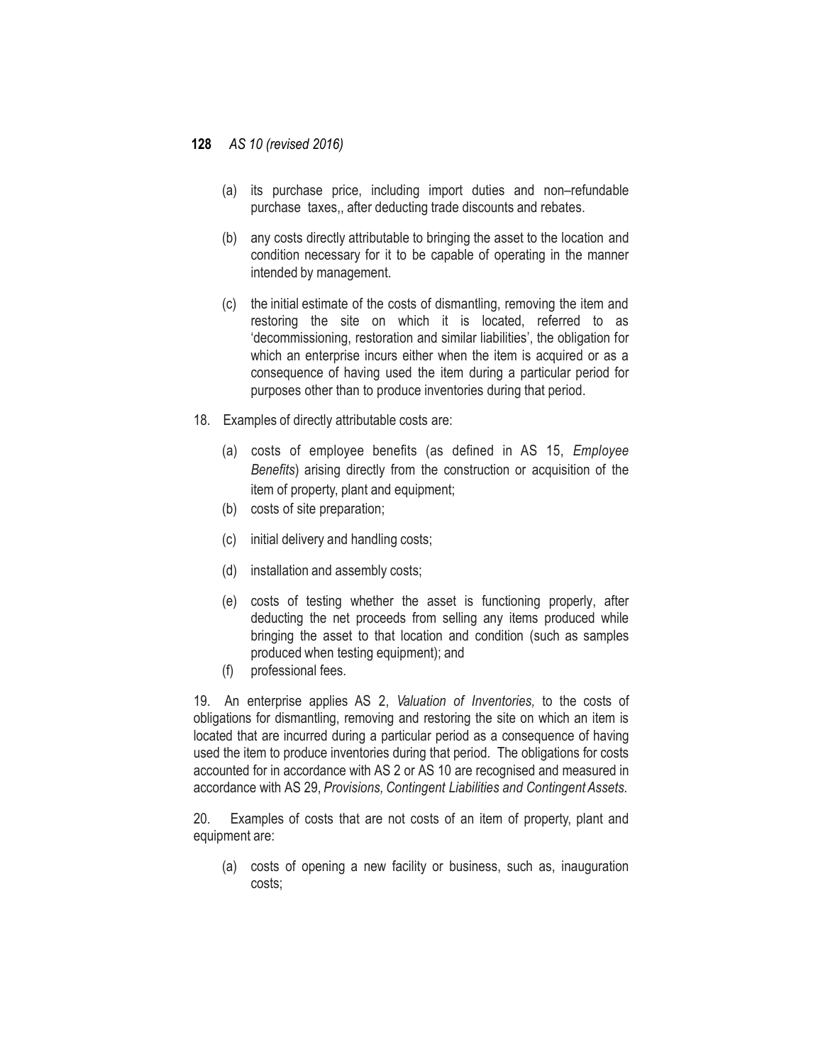(a) its purchase price, including import duties and non–refundable purchase taxes,, after deducting trade discounts and rebates.

(b) any costs directly attributable to bringing the asset to the location and condition necessary for it to be capable of operating in the manner intended by management.

(c) the initial estimate of the costs of dismantling, removing the item and restoring the site on which it is located, referred to as 'decommissioning, restoration and similar liabilities', the obligation for which an enterprise incurs either when the item is acquired or as a consequence of having used the item during a particular period for purposes other than to produce inventories during that period.

18. Examples of directly attributable costs are:

(a) costs of employee benefits (as defined in AS 15, *Employee Benefits*) arising directly from the construction or acquisition of the item of property, plant and equipment;

(b) costs of site preparation;

(c) initial delivery and handling costs;

(d) installation and assembly costs;

(e) costs of testing whether the asset is functioning properly, after deducting the net proceeds from selling any items produced while bringing the asset to that location and condition (such as samples produced when testing equipment); and

(f) professional fees.

19. An enterprise applies AS 2, *Valuation of Inventories,* to the costs of obligations for dismantling, removing and restoring the site on which an item is located that are incurred during a particular period as a consequence of having used the item to produce inventories during that period. The obligations for costs accounted for in accordance with AS 2 or AS 10 are recognised and measured in accordance with AS 29, *Provisions, Contingent Liabilities and Contingent Assets.*

20. Examples of costs that are not costs of an item of property, plant and equipment are:

(a) costs of opening a new facility or business, such as, inauguration costs;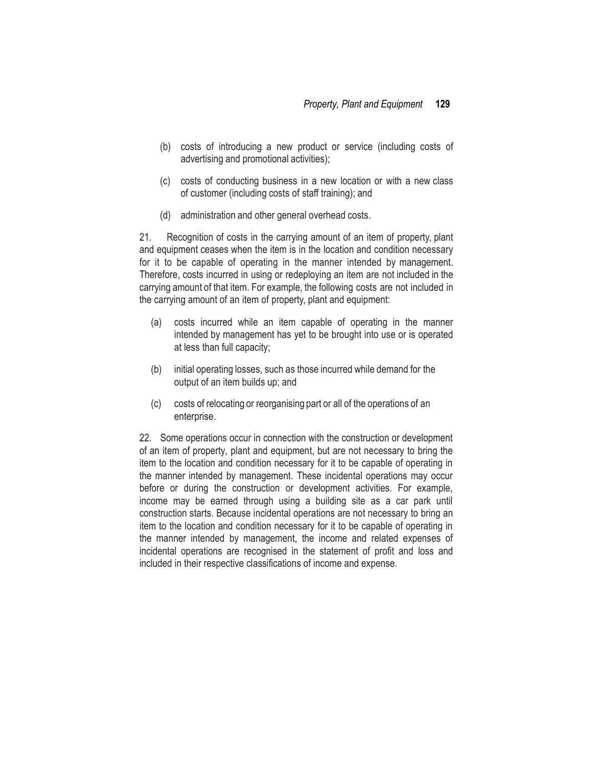(b) costs of introducing a new product or service (including costs of advertising and promotional activities);

(c) costs of conducting business in a new location or with a new class of customer (including costs of staff training); and

(d) administration and other general overhead costs.

21. Recognition of costs in the carrying amount of an item of property, plant and equipment ceases when the item is in the location and condition necessary for it to be capable of operating in the manner intended by management. Therefore, costs incurred in using or redeploying an item are not included in the carrying amount of that item. For example, the following costs are not included in the carrying amount of an item of property, plant and equipment:

(a) costs incurred while an item capable of operating in the manner intended by management has yet to be brought into use or is operated at less than full capacity;

(b) initial operating losses, such as those incurred while demand for the output of an item builds up; and

(c) costs of relocating or reorganising part or all of the operations of an enterprise.

22. Some operations occur in connection with the construction or development of an item of property, plant and equipment, but are not necessary to bring the item to the location and condition necessary for it to be capable of operating in the manner intended by management. These incidental operations may occur before or during the construction or development activities. For example, income may be earned through using a building site as a car park until construction starts. Because incidental operations are not necessary to bring an item to the location and condition necessary for it to be capable of operating in the manner intended by management, the income and related expenses of incidental operations are recognised in the statement of profit and loss and included in their respective classifications of income and expense.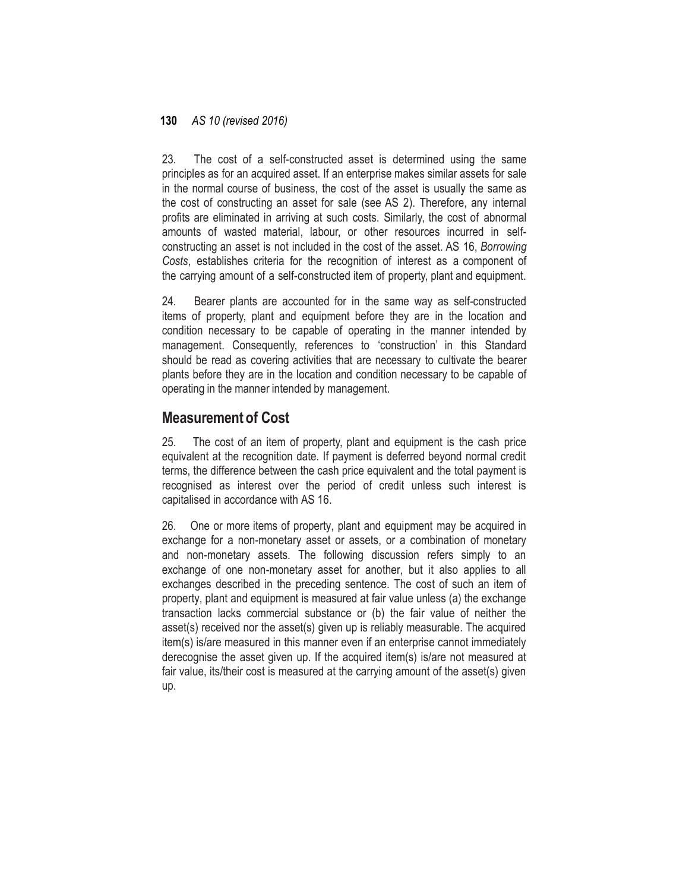23. The cost of a self-constructed asset is determined using the same principles as for an acquired asset. If an enterprise makes similar assets for sale in the normal course of business, the cost of the asset is usually the same as the cost of constructing an asset for sale (see AS 2). Therefore, any internal profits are eliminated in arriving at such costs. Similarly, the cost of abnormal amounts of wasted material, labour, or other resources incurred in self-constructing an asset is not included in the cost of the asset. AS 16, *Borrowing Costs*, establishes criteria for the recognition of interest as a component of the carrying amount of a self-constructed item of property, plant and equipment.

24. Bearer plants are accounted for in the same way as self-constructed items of property, plant and equipment before they are in the location and condition necessary to be capable of operating in the manner intended by management. Consequently, references to 'construction' in this Standard should be read as covering activities that are necessary to cultivate the bearer plants before they are in the location and condition necessary to be capable of operating in the manner intended by management.

## Measurement of Cost

25. The cost of an item of property, plant and equipment is the cash price equivalent at the recognition date. If payment is deferred beyond normal credit terms, the difference between the cash price equivalent and the total payment is recognised as interest over the period of credit unless such interest is capitalised in accordance with AS 16.

26. One or more items of property, plant and equipment may be acquired in exchange for a non-monetary asset or assets, or a combination of monetary and non-monetary assets. The following discussion refers simply to an exchange of one non-monetary asset for another, but it also applies to all exchanges described in the preceding sentence. The cost of such an item of property, plant and equipment is measured at fair value unless (a) the exchange transaction lacks commercial substance or (b) the fair value of neither the asset(s) received nor the asset(s) given up is reliably measurable. The acquired item(s) is/are measured in this manner even if an enterprise cannot immediately derecognise the asset given up. If the acquired item(s) is/are not measured at fair value, its/their cost is measured at the carrying amount of the asset(s) given up.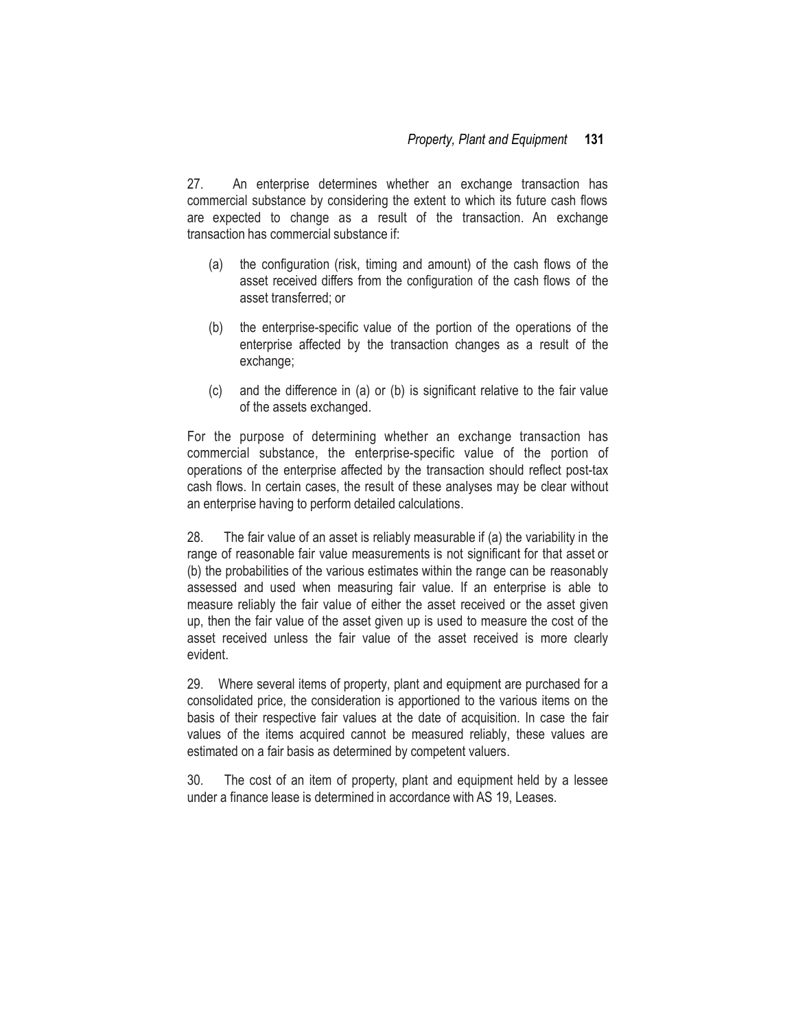27. An enterprise determines whether an exchange transaction has commercial substance by considering the extent to which its future cash flows are expected to change as a result of the transaction. An exchange transaction has commercial substance if:

(a) the configuration (risk, timing and amount) of the cash flows of the asset received differs from the configuration of the cash flows of the asset transferred; or

(b) the enterprise-specific value of the portion of the operations of the enterprise affected by the transaction changes as a result of the exchange;

(c) and the difference in (a) or (b) is significant relative to the fair value of the assets exchanged.

For the purpose of determining whether an exchange transaction has commercial substance, the enterprise-specific value of the portion of operations of the enterprise affected by the transaction should reflect post-tax cash flows. In certain cases, the result of these analyses may be clear without an enterprise having to perform detailed calculations.

28. The fair value of an asset is reliably measurable if (a) the variability in the range of reasonable fair value measurements is not significant for that asset or (b) the probabilities of the various estimates within the range can be reasonably assessed and used when measuring fair value. If an enterprise is able to measure reliably the fair value of either the asset received or the asset given up, then the fair value of the asset given up is used to measure the cost of the asset received unless the fair value of the asset received is more clearly evident.

29. Where several items of property, plant and equipment are purchased for a consolidated price, the consideration is apportioned to the various items on the basis of their respective fair values at the date of acquisition. In case the fair values of the items acquired cannot be measured reliably, these values are estimated on a fair basis as determined by competent valuers.

30. The cost of an item of property, plant and equipment held by a lessee under a finance lease is determined in accordance with AS 19, Leases.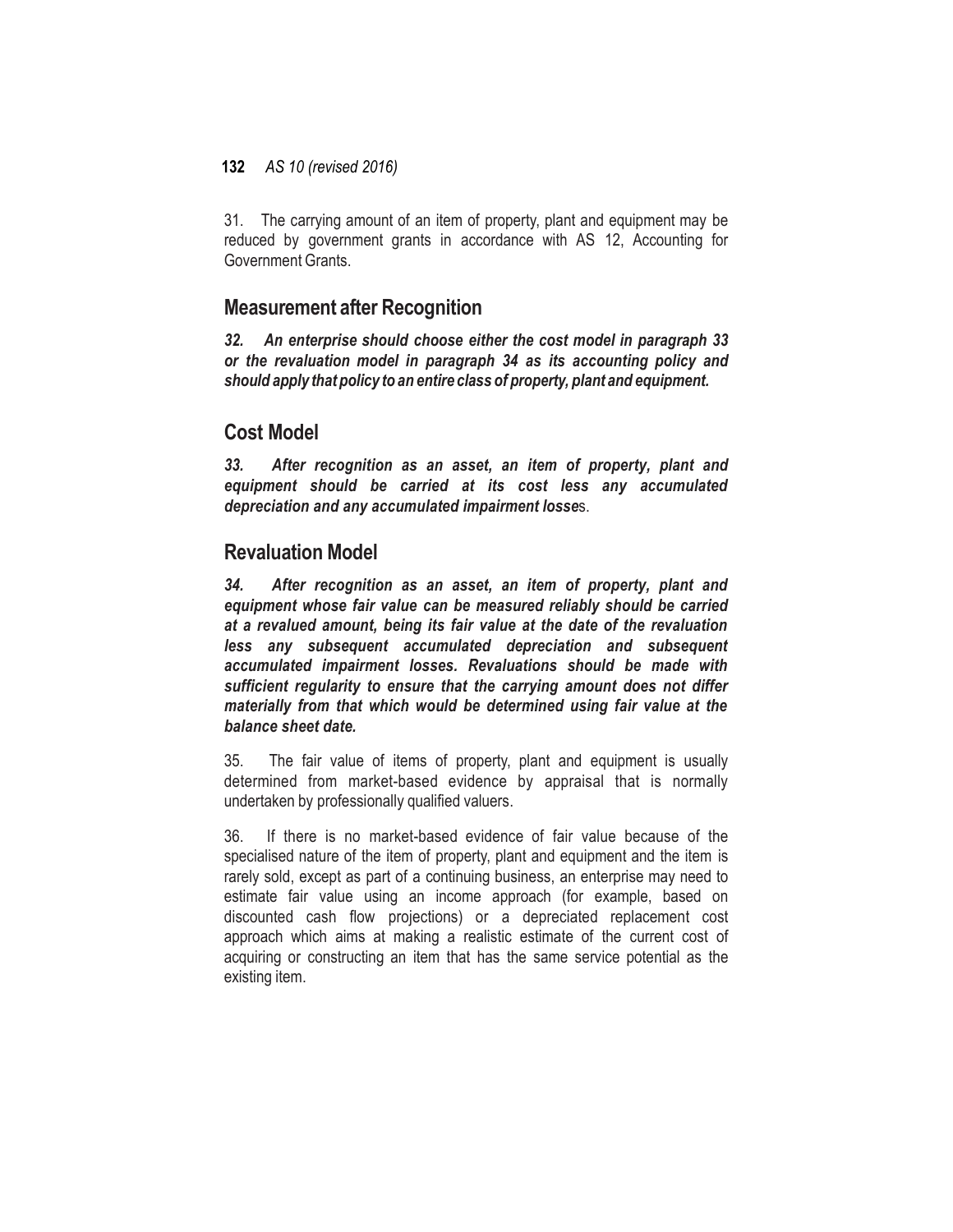31. The carrying amount of an item of property, plant and equipment may be reduced by government grants in accordance with AS 12, Accounting for Government Grants.

## Measurement after Recognition

***32. An enterprise should choose either the cost model in paragraph 33 or the revaluation model in paragraph 34 as its accounting policy and should apply that policy to an entire class of property, plant and equipment.***

## Cost Model

***33. After recognition as an asset, an item of property, plant and equipment should be carried at its cost less any accumulated depreciation and any accumulated impairment losses.***

## Revaluation Model

***34. After recognition as an asset, an item of property, plant and equipment whose fair value can be measured reliably should be carried at a revalued amount, being its fair value at the date of the revaluation less any subsequent accumulated depreciation and subsequent accumulated impairment losses. Revaluations should be made with sufficient regularity to ensure that the carrying amount does not differ materially from that which would be determined using fair value at the balance sheet date.***

35. The fair value of items of property, plant and equipment is usually determined from market-based evidence by appraisal that is normally undertaken by professionally qualified valuers.

36. If there is no market-based evidence of fair value because of the specialised nature of the item of property, plant and equipment and the item is rarely sold, except as part of a continuing business, an enterprise may need to estimate fair value using an income approach (for example, based on discounted cash flow projections) or a depreciated replacement cost approach which aims at making a realistic estimate of the current cost of acquiring or constructing an item that has the same service potential as the existing item.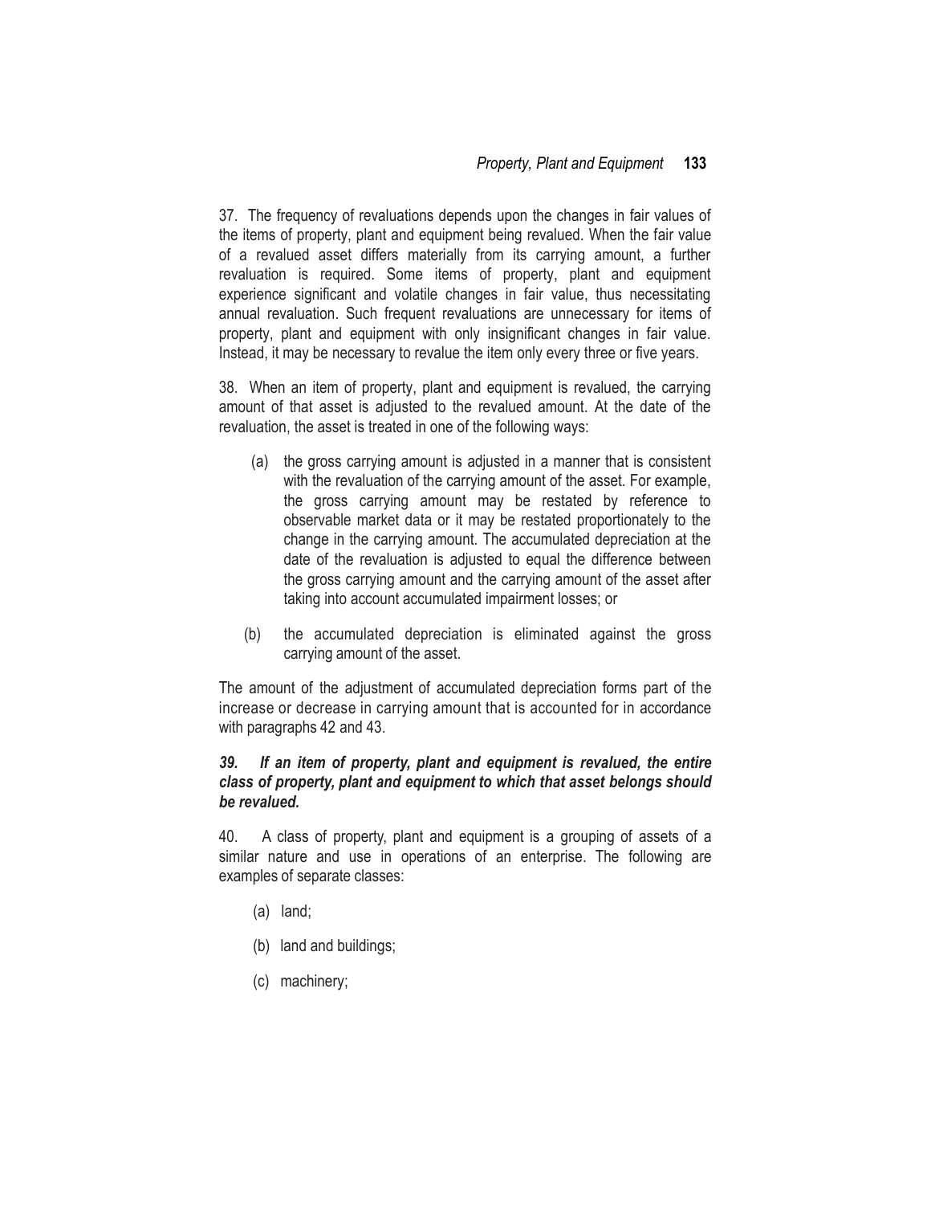37. The frequency of revaluations depends upon the changes in fair values of the items of property, plant and equipment being revalued. When the fair value of a revalued asset differs materially from its carrying amount, a further revaluation is required. Some items of property, plant and equipment experience significant and volatile changes in fair value, thus necessitating annual revaluation. Such frequent revaluations are unnecessary for items of property, plant and equipment with only insignificant changes in fair value. Instead, it may be necessary to revalue the item only every three or five years.

38. When an item of property, plant and equipment is revalued, the carrying amount of that asset is adjusted to the revalued amount. At the date of the revaluation, the asset is treated in one of the following ways:

(a) the gross carrying amount is adjusted in a manner that is consistent with the revaluation of the carrying amount of the asset. For example, the gross carrying amount may be restated by reference to observable market data or it may be restated proportionately to the change in the carrying amount. The accumulated depreciation at the date of the revaluation is adjusted to equal the difference between the gross carrying amount and the carrying amount of the asset after taking into account accumulated impairment losses; or

(b) the accumulated depreciation is eliminated against the gross carrying amount of the asset.

The amount of the adjustment of accumulated depreciation forms part of the increase or decrease in carrying amount that is accounted for in accordance with paragraphs 42 and 43.

***39. If an item of property, plant and equipment is revalued, the entire class of property, plant and equipment to which that asset belongs should be revalued.***

40. A class of property, plant and equipment is a grouping of assets of a similar nature and use in operations of an enterprise. The following are examples of separate classes:

(a) land;

(b) land and buildings;

(c) machinery;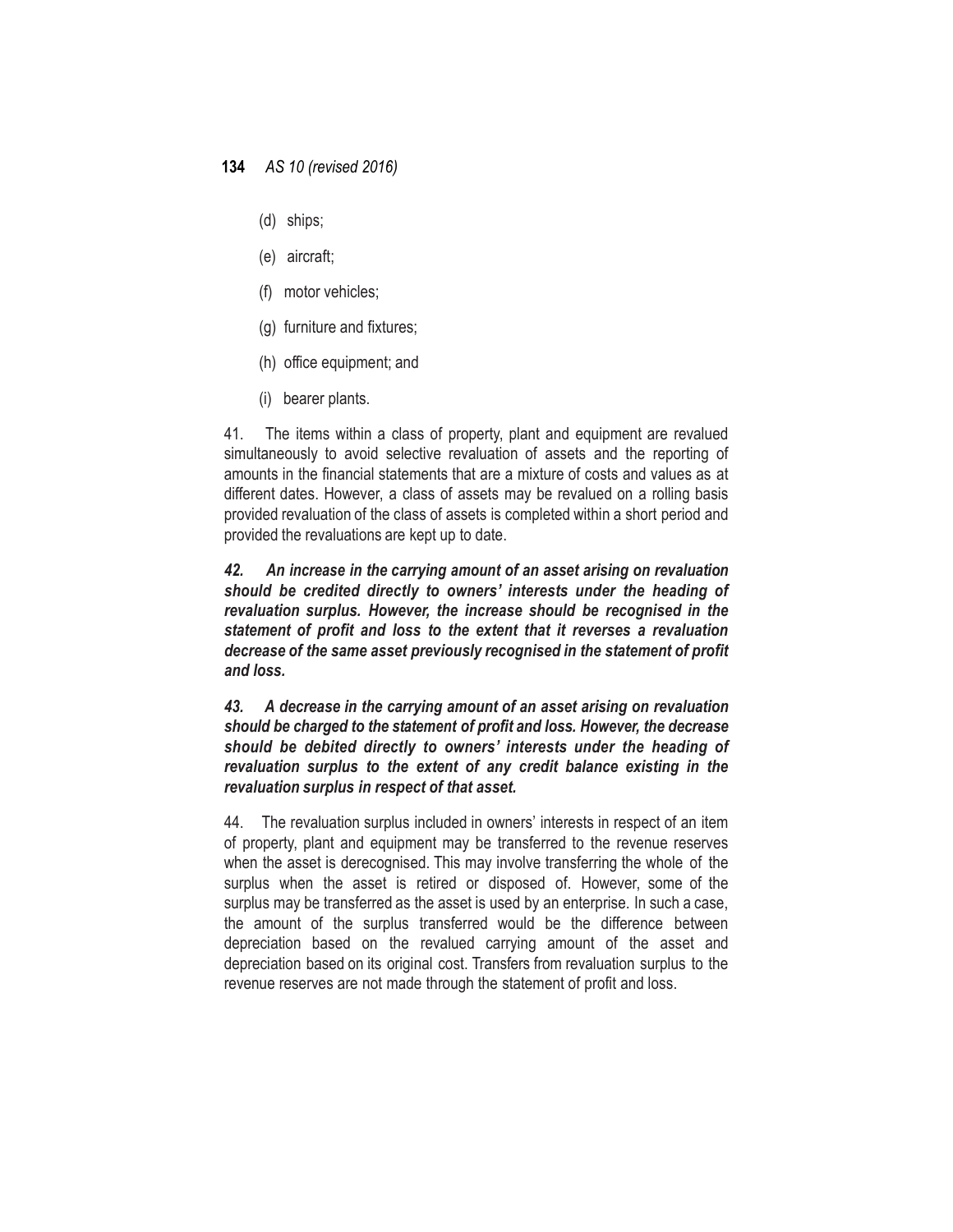(d) ships;

(e) aircraft;

(f) motor vehicles;

(g) furniture and fixtures;

(h) office equipment; and

(i) bearer plants.

41. The items within a class of property, plant and equipment are revalued simultaneously to avoid selective revaluation of assets and the reporting of amounts in the financial statements that are a mixture of costs and values as at different dates. However, a class of assets may be revalued on a rolling basis provided revaluation of the class of assets is completed within a short period and provided the revaluations are kept up to date.

***42. An increase in the carrying amount of an asset arising on revaluation should be credited directly to owners' interests under the heading of revaluation surplus. However, the increase should be recognised in the statement of profit and loss to the extent that it reverses a revaluation decrease of the same asset previously recognised in the statement of profit and loss.***

***43. A decrease in the carrying amount of an asset arising on revaluation should be charged to the statement of profit and loss. However, the decrease should be debited directly to owners' interests under the heading of revaluation surplus to the extent of any credit balance existing in the revaluation surplus in respect of that asset.***

44. The revaluation surplus included in owners' interests in respect of an item of property, plant and equipment may be transferred to the revenue reserves when the asset is derecognised. This may involve transferring the whole of the surplus when the asset is retired or disposed of. However, some of the surplus may be transferred as the asset is used by an enterprise. In such a case, the amount of the surplus transferred would be the difference between depreciation based on the revalued carrying amount of the asset and depreciation based on its original cost. Transfers from revaluation surplus to the revenue reserves are not made through the statement of profit and loss.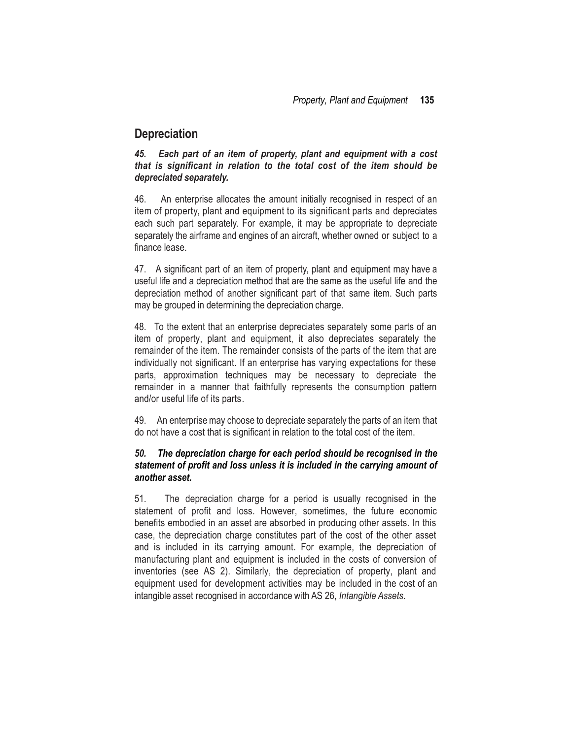## Depreciation

***45. Each part of an item of property, plant and equipment with a cost that is significant in relation to the total cost of the item should be depreciated separately.***

46. An enterprise allocates the amount initially recognised in respect of an item of property, plant and equipment to its significant parts and depreciates each such part separately. For example, it may be appropriate to depreciate separately the airframe and engines of an aircraft, whether owned or subject to a finance lease.

47. A significant part of an item of property, plant and equipment may have a useful life and a depreciation method that are the same as the useful life and the depreciation method of another significant part of that same item. Such parts may be grouped in determining the depreciation charge.

48. To the extent that an enterprise depreciates separately some parts of an item of property, plant and equipment, it also depreciates separately the remainder of the item. The remainder consists of the parts of the item that are individually not significant. If an enterprise has varying expectations for these parts, approximation techniques may be necessary to depreciate the remainder in a manner that faithfully represents the consumption pattern and/or useful life of its parts.

49. An enterprise may choose to depreciate separately the parts of an item that do not have a cost that is significant in relation to the total cost of the item.

***50. The depreciation charge for each period should be recognised in the statement of profit and loss unless it is included in the carrying amount of another asset.***

51. The depreciation charge for a period is usually recognised in the statement of profit and loss. However, sometimes, the future economic benefits embodied in an asset are absorbed in producing other assets. In this case, the depreciation charge constitutes part of the cost of the other asset and is included in its carrying amount. For example, the depreciation of manufacturing plant and equipment is included in the costs of conversion of inventories (see AS 2). Similarly, the depreciation of property, plant and equipment used for development activities may be included in the cost of an intangible asset recognised in accordance with AS 26, *Intangible Assets*.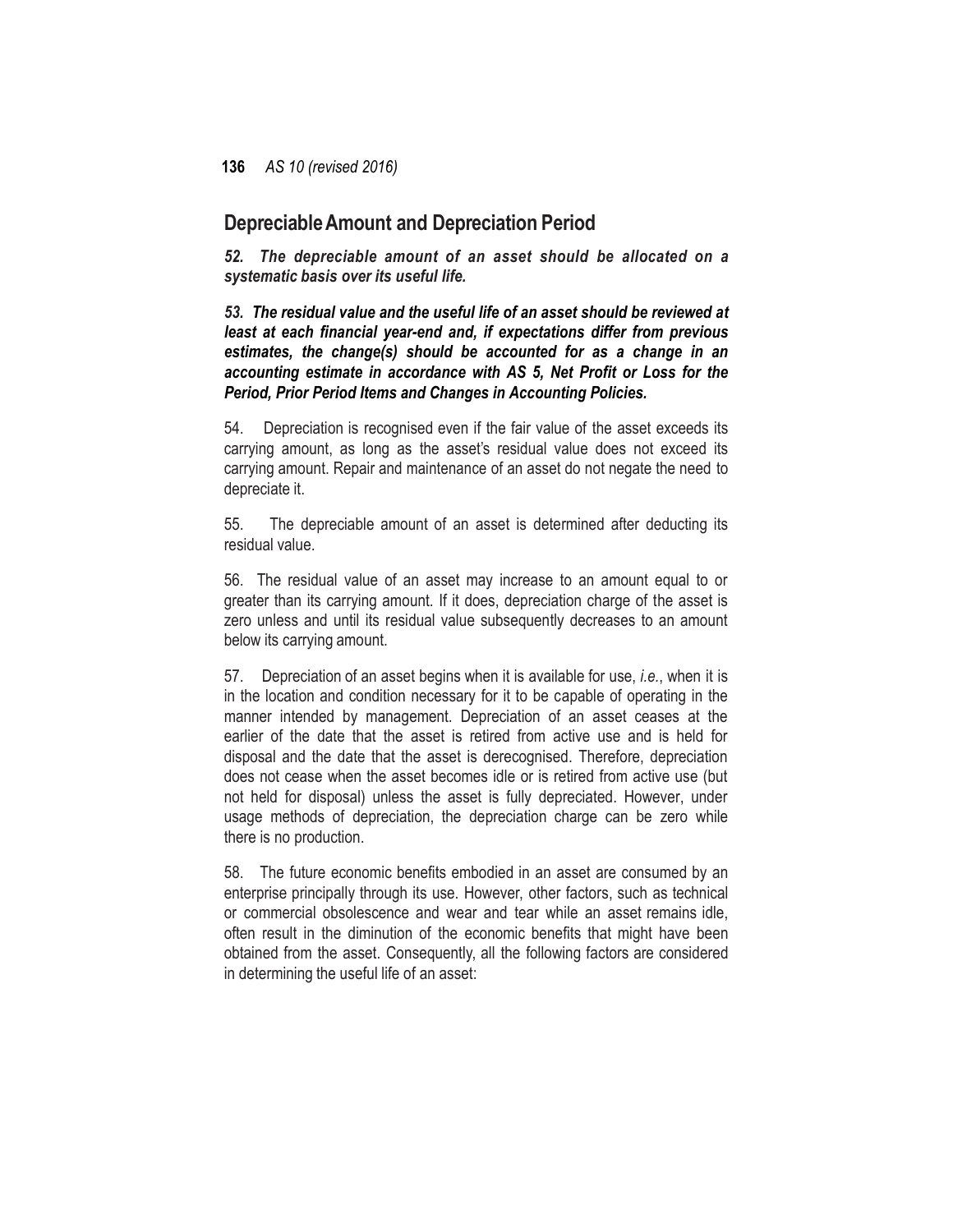## Depreciable Amount and Depreciation Period

***52. The depreciable amount of an asset should be allocated on a systematic basis over its useful life.***

***53. The residual value and the useful life of an asset should be reviewed at least at each financial year-end and, if expectations differ from previous estimates, the change(s) should be accounted for as a change in an accounting estimate in accordance with AS 5, Net Profit or Loss for the Period, Prior Period Items and Changes in Accounting Policies.***

54. Depreciation is recognised even if the fair value of the asset exceeds its carrying amount, as long as the asset's residual value does not exceed its carrying amount. Repair and maintenance of an asset do not negate the need to depreciate it.

55. The depreciable amount of an asset is determined after deducting its residual value.

56. The residual value of an asset may increase to an amount equal to or greater than its carrying amount. If it does, depreciation charge of the asset is zero unless and until its residual value subsequently decreases to an amount below its carrying amount.

57. Depreciation of an asset begins when it is available for use, *i.e.*, when it is in the location and condition necessary for it to be capable of operating in the manner intended by management. Depreciation of an asset ceases at the earlier of the date that the asset is retired from active use and is held for disposal and the date that the asset is derecognised. Therefore, depreciation does not cease when the asset becomes idle or is retired from active use (but not held for disposal) unless the asset is fully depreciated. However, under usage methods of depreciation, the depreciation charge can be zero while there is no production.

58. The future economic benefits embodied in an asset are consumed by an enterprise principally through its use. However, other factors, such as technical or commercial obsolescence and wear and tear while an asset remains idle, often result in the diminution of the economic benefits that might have been obtained from the asset. Consequently, all the following factors are considered in determining the useful life of an asset: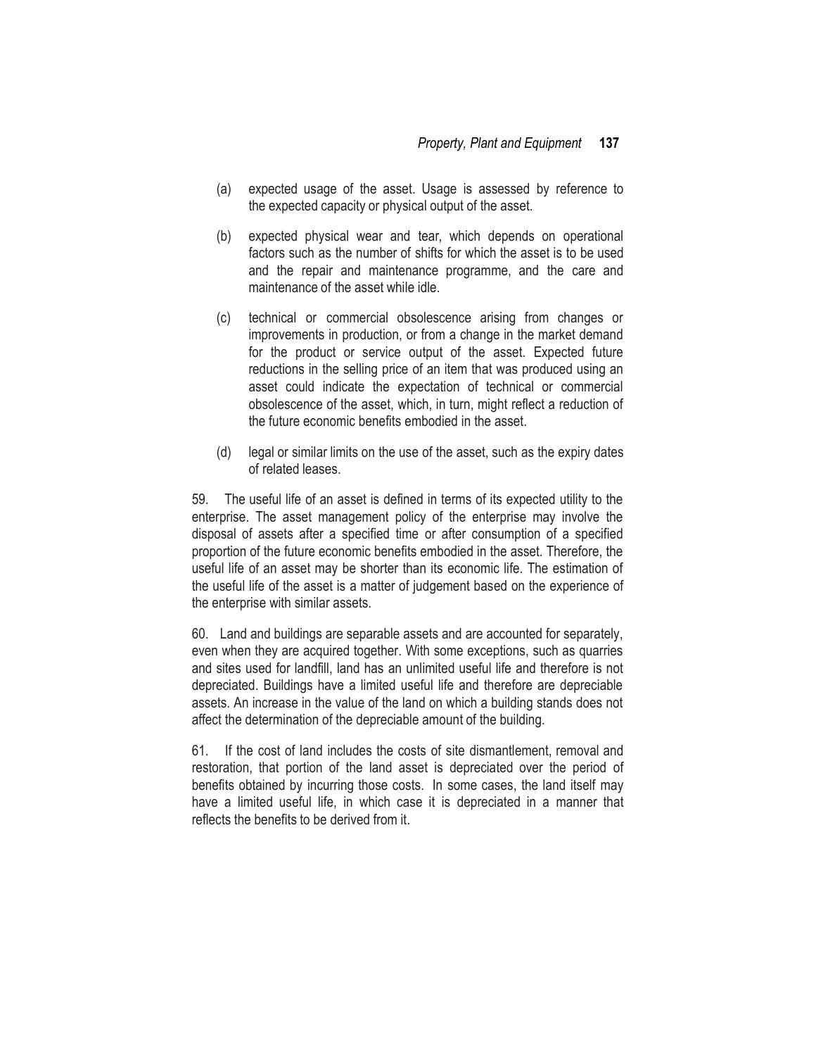(a) expected usage of the asset. Usage is assessed by reference to the expected capacity or physical output of the asset.

(b) expected physical wear and tear, which depends on operational factors such as the number of shifts for which the asset is to be used and the repair and maintenance programme, and the care and maintenance of the asset while idle.

(c) technical or commercial obsolescence arising from changes or improvements in production, or from a change in the market demand for the product or service output of the asset. Expected future reductions in the selling price of an item that was produced using an asset could indicate the expectation of technical or commercial obsolescence of the asset, which, in turn, might reflect a reduction of the future economic benefits embodied in the asset.

(d) legal or similar limits on the use of the asset, such as the expiry dates of related leases.

59. The useful life of an asset is defined in terms of its expected utility to the enterprise. The asset management policy of the enterprise may involve the disposal of assets after a specified time or after consumption of a specified proportion of the future economic benefits embodied in the asset. Therefore, the useful life of an asset may be shorter than its economic life. The estimation of the useful life of the asset is a matter of judgement based on the experience of the enterprise with similar assets.

60. Land and buildings are separable assets and are accounted for separately, even when they are acquired together. With some exceptions, such as quarries and sites used for landfill, land has an unlimited useful life and therefore is not depreciated. Buildings have a limited useful life and therefore are depreciable assets. An increase in the value of the land on which a building stands does not affect the determination of the depreciable amount of the building.

61. If the cost of land includes the costs of site dismantlement, removal and restoration, that portion of the land asset is depreciated over the period of benefits obtained by incurring those costs. In some cases, the land itself may have a limited useful life, in which case it is depreciated in a manner that reflects the benefits to be derived from it.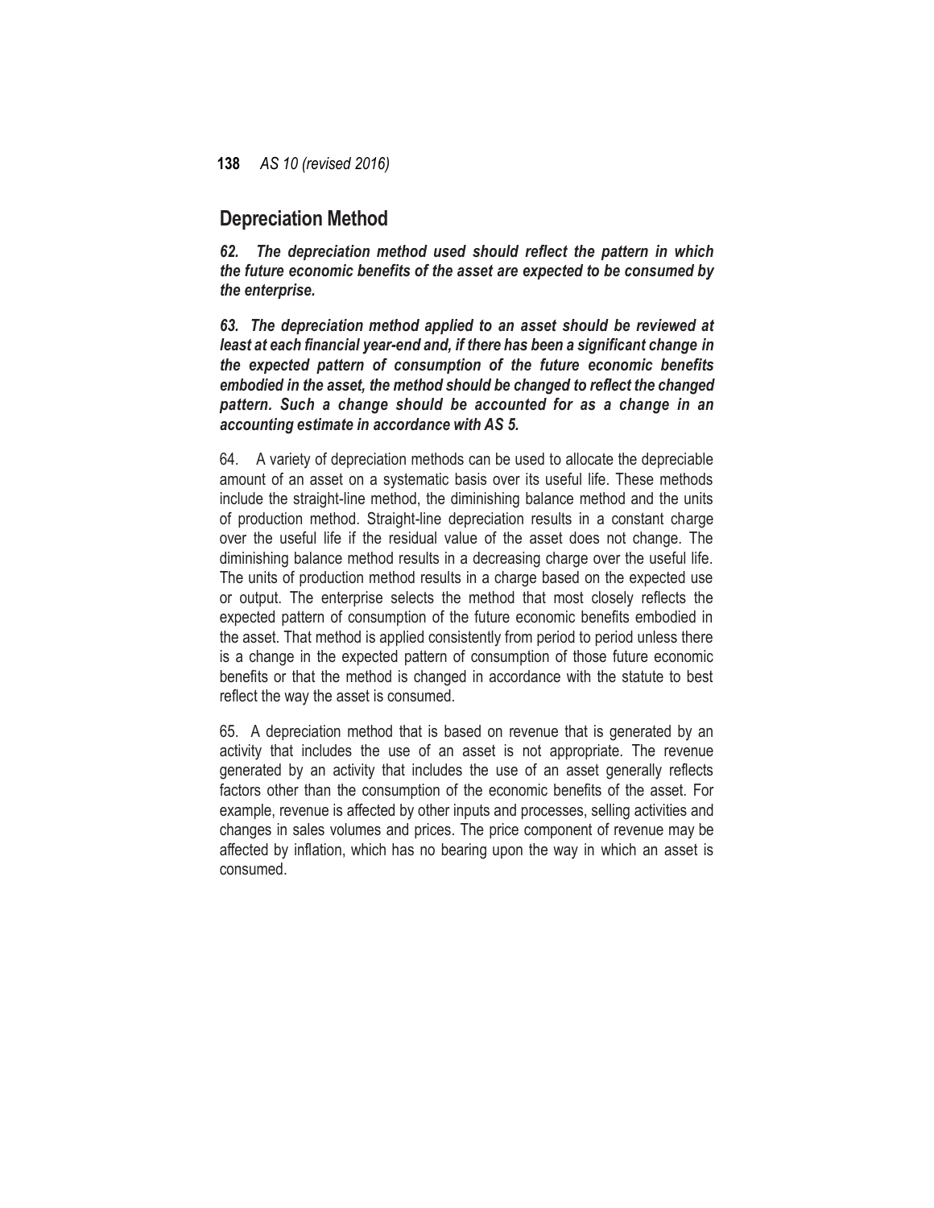## Depreciation Method

***62. The depreciation method used should reflect the pattern in which the future economic benefits of the asset are expected to be consumed by the enterprise.***

***63. The depreciation method applied to an asset should be reviewed at least at each financial year-end and, if there has been a significant change in the expected pattern of consumption of the future economic benefits embodied in the asset, the method should be changed to reflect the changed pattern. Such a change should be accounted for as a change in an accounting estimate in accordance with AS 5.***

64. A variety of depreciation methods can be used to allocate the depreciable amount of an asset on a systematic basis over its useful life. These methods include the straight-line method, the diminishing balance method and the units of production method. Straight-line depreciation results in a constant charge over the useful life if the residual value of the asset does not change. The diminishing balance method results in a decreasing charge over the useful life. The units of production method results in a charge based on the expected use or output. The enterprise selects the method that most closely reflects the expected pattern of consumption of the future economic benefits embodied in the asset. That method is applied consistently from period to period unless there is a change in the expected pattern of consumption of those future economic benefits or that the method is changed in accordance with the statute to best reflect the way the asset is consumed.

65. A depreciation method that is based on revenue that is generated by an activity that includes the use of an asset is not appropriate. The revenue generated by an activity that includes the use of an asset generally reflects factors other than the consumption of the economic benefits of the asset. For example, revenue is affected by other inputs and processes, selling activities and changes in sales volumes and prices. The price component of revenue may be affected by inflation, which has no bearing upon the way in which an asset is consumed.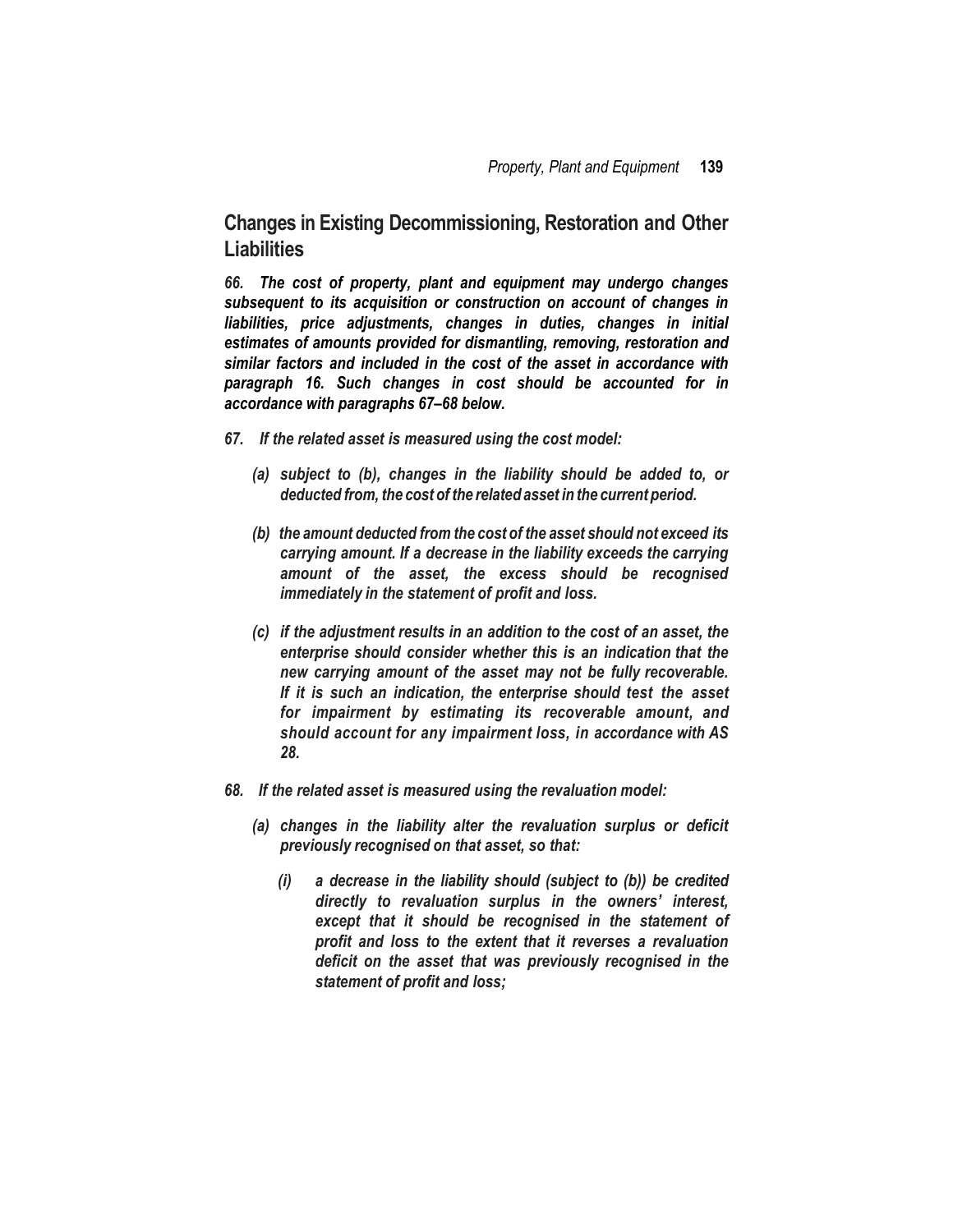## Changes in Existing Decommissioning, Restoration and Other Liabilities

***66. The cost of property, plant and equipment may undergo changes subsequent to its acquisition or construction on account of changes in liabilities, price adjustments, changes in duties, changes in initial estimates of amounts provided for dismantling, removing, restoration and similar factors and included in the cost of the asset in accordance with paragraph 16. Such changes in cost should be accounted for in accordance with paragraphs 67–68 below.***

***67. If the related asset is measured using the cost model:***

- ***(a) subject to (b), changes in the liability should be added to, or deducted from, the cost of the related asset in the current period.***
- ***(b) the amount deducted from the cost of the asset should not exceed its carrying amount. If a decrease in the liability exceeds the carrying amount of the asset, the excess should be recognised immediately in the statement of profit and loss.***
- ***(c) if the adjustment results in an addition to the cost of an asset, the enterprise should consider whether this is an indication that the new carrying amount of the asset may not be fully recoverable. If it is such an indication, the enterprise should test the asset for impairment by estimating its recoverable amount, and should account for any impairment loss, in accordance with AS 28.***

***68. If the related asset is measured using the revaluation model:***

- ***(a) changes in the liability alter the revaluation surplus or deficit previously recognised on that asset, so that:***
  - ***(i) a decrease in the liability should (subject to (b)) be credited directly to revaluation surplus in the owners' interest, except that it should be recognised in the statement of profit and loss to the extent that it reverses a revaluation deficit on the asset that was previously recognised in the statement of profit and loss;***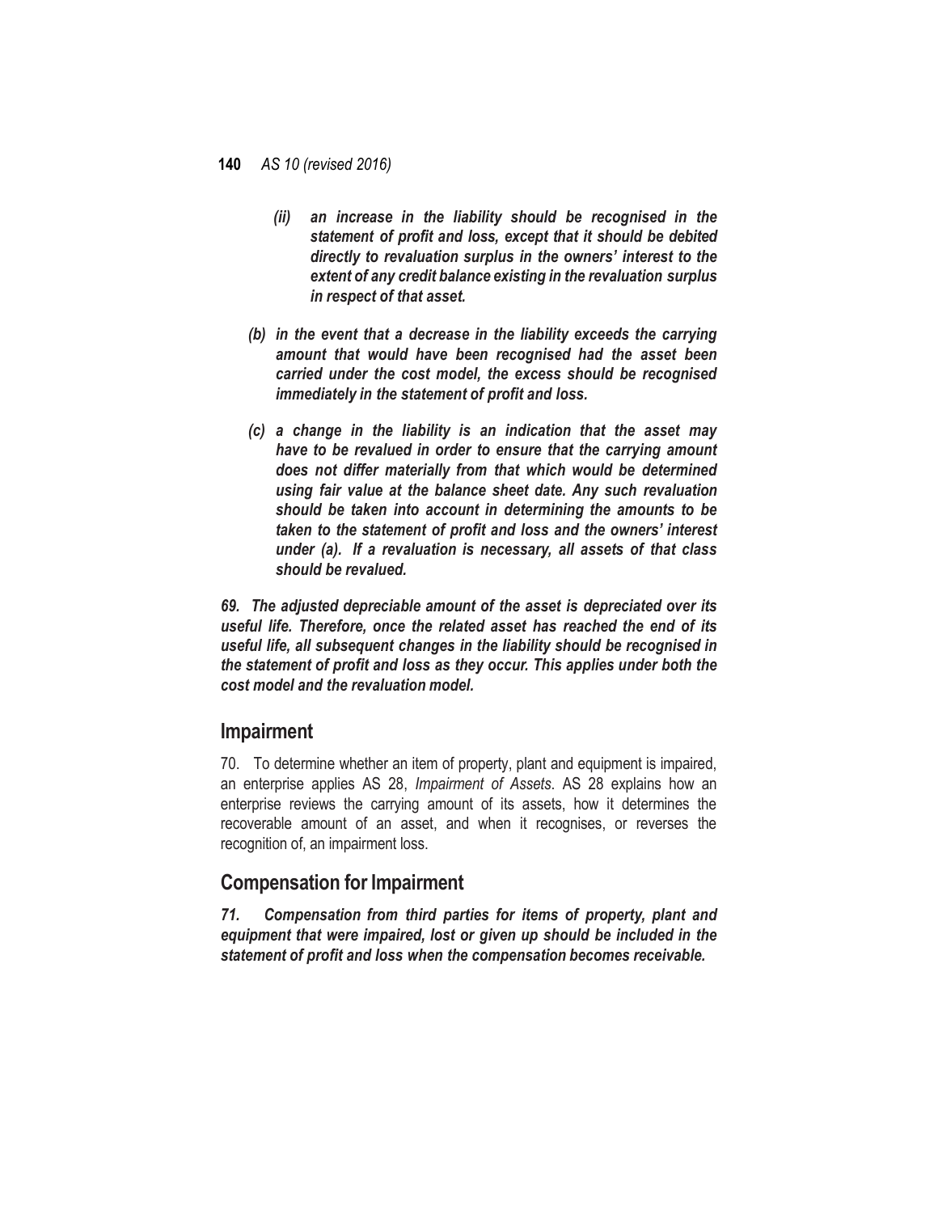*(ii) an increase in the liability should be recognised in the statement of profit and loss, except that it should be debited directly to revaluation surplus in the owners' interest to the extent of any credit balance existing in the revaluation surplus in respect of that asset.*

*(b) in the event that a decrease in the liability exceeds the carrying amount that would have been recognised had the asset been carried under the cost model, the excess should be recognised immediately in the statement of profit and loss.*

*(c) a change in the liability is an indication that the asset may have to be revalued in order to ensure that the carrying amount does not differ materially from that which would be determined using fair value at the balance sheet date. Any such revaluation should be taken into account in determining the amounts to be taken to the statement of profit and loss and the owners' interest under (a). If a revaluation is necessary, all assets of that class should be revalued.*

***69. The adjusted depreciable amount of the asset is depreciated over its useful life. Therefore, once the related asset has reached the end of its useful life, all subsequent changes in the liability should be recognised in the statement of profit and loss as they occur. This applies under both the cost model and the revaluation model.***

## Impairment

70. To determine whether an item of property, plant and equipment is impaired, an enterprise applies AS 28, *Impairment of Assets*. AS 28 explains how an enterprise reviews the carrying amount of its assets, how it determines the recoverable amount of an asset, and when it recognises, or reverses the recognition of, an impairment loss.

## Compensation for Impairment

***71. Compensation from third parties for items of property, plant and equipment that were impaired, lost or given up should be included in the statement of profit and loss when the compensation becomes receivable.***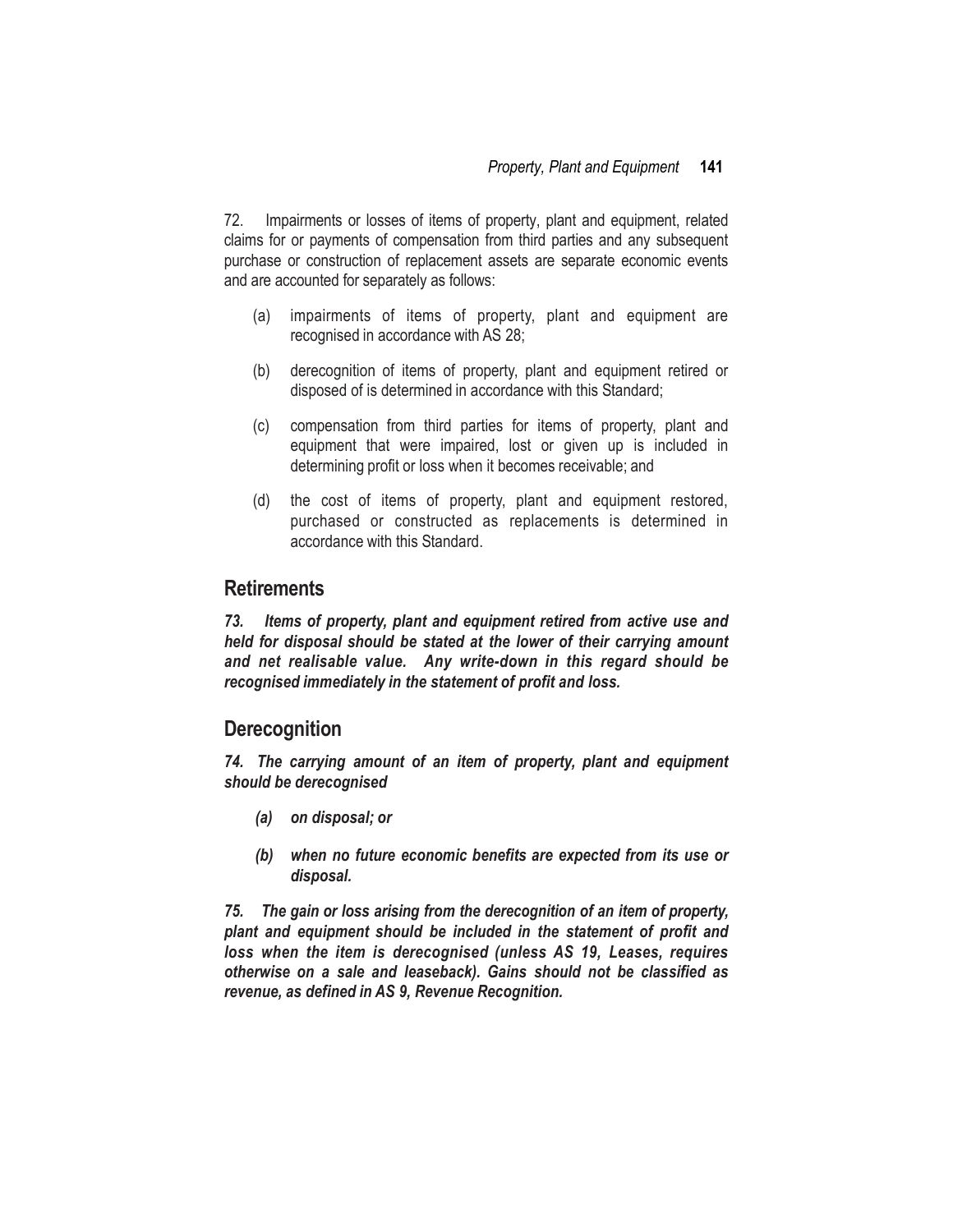72. Impairments or losses of items of property, plant and equipment, related claims for or payments of compensation from third parties and any subsequent purchase or construction of replacement assets are separate economic events and are accounted for separately as follows:

(a) impairments of items of property, plant and equipment are recognised in accordance with AS 28;

(b) derecognition of items of property, plant and equipment retired or disposed of is determined in accordance with this Standard;

(c) compensation from third parties for items of property, plant and equipment that were impaired, lost or given up is included in determining profit or loss when it becomes receivable; and

(d) the cost of items of property, plant and equipment restored, purchased or constructed as replacements is determined in accordance with this Standard.

## Retirements

***73. Items of property, plant and equipment retired from active use and held for disposal should be stated at the lower of their carrying amount and net realisable value. Any write-down in this regard should be recognised immediately in the statement of profit and loss.***

## Derecognition

***74. The carrying amount of an item of property, plant and equipment should be derecognised***

***(a) on disposal; or***

***(b) when no future economic benefits are expected from its use or disposal.***

***75. The gain or loss arising from the derecognition of an item of property, plant and equipment should be included in the statement of profit and loss when the item is derecognised (unless AS 19, Leases, requires otherwise on a sale and leaseback). Gains should not be classified as revenue, as defined in AS 9, Revenue Recognition.***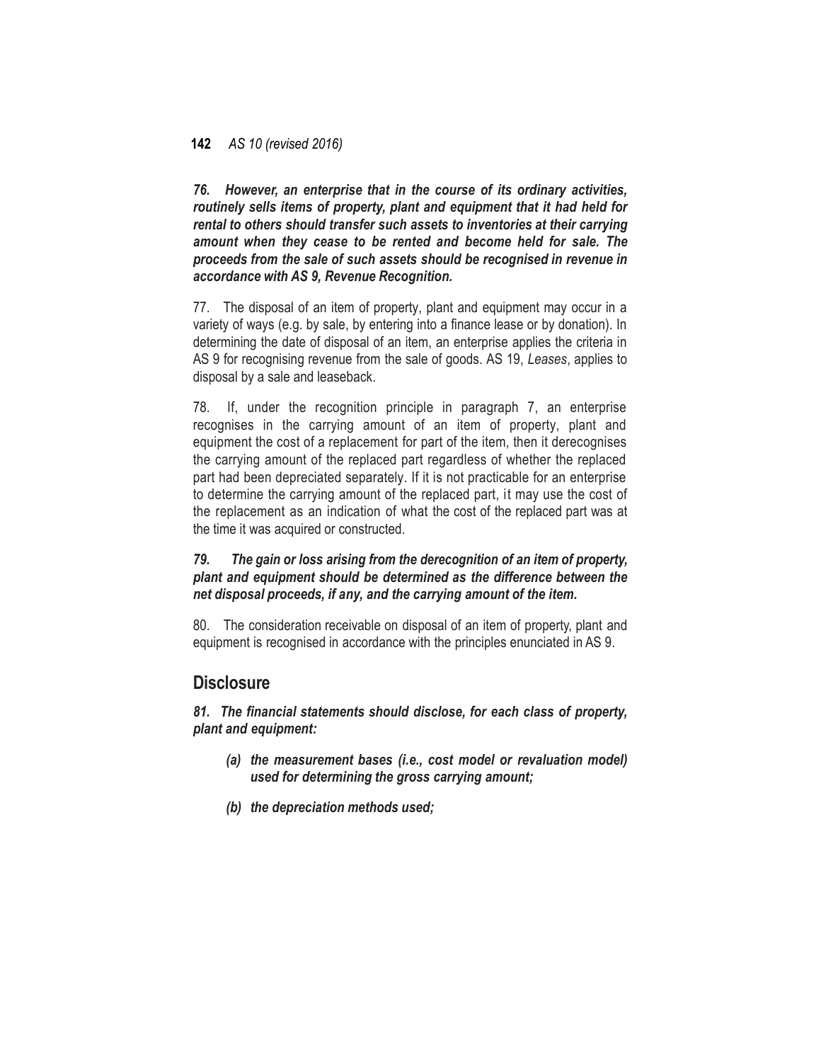***76. However, an enterprise that in the course of its ordinary activities, routinely sells items of property, plant and equipment that it had held for rental to others should transfer such assets to inventories at their carrying amount when they cease to be rented and become held for sale. The proceeds from the sale of such assets should be recognised in revenue in accordance with AS 9, Revenue Recognition.***

77. The disposal of an item of property, plant and equipment may occur in a variety of ways (e.g. by sale, by entering into a finance lease or by donation). In determining the date of disposal of an item, an enterprise applies the criteria in AS 9 for recognising revenue from the sale of goods. AS 19, *Leases*, applies to disposal by a sale and leaseback.

78. If, under the recognition principle in paragraph 7, an enterprise recognises in the carrying amount of an item of property, plant and equipment the cost of a replacement for part of the item, then it derecognises the carrying amount of the replaced part regardless of whether the replaced part had been depreciated separately. If it is not practicable for an enterprise to determine the carrying amount of the replaced part, it may use the cost of the replacement as an indication of what the cost of the replaced part was at the time it was acquired or constructed.

***79. The gain or loss arising from the derecognition of an item of property, plant and equipment should be determined as the difference between the net disposal proceeds, if any, and the carrying amount of the item.***

80. The consideration receivable on disposal of an item of property, plant and equipment is recognised in accordance with the principles enunciated in AS 9.

## Disclosure

***81. The financial statements should disclose, for each class of property, plant and equipment:***

- ***(a) the measurement bases (i.e., cost model or revaluation model) used for determining the gross carrying amount;***
- ***(b) the depreciation methods used;***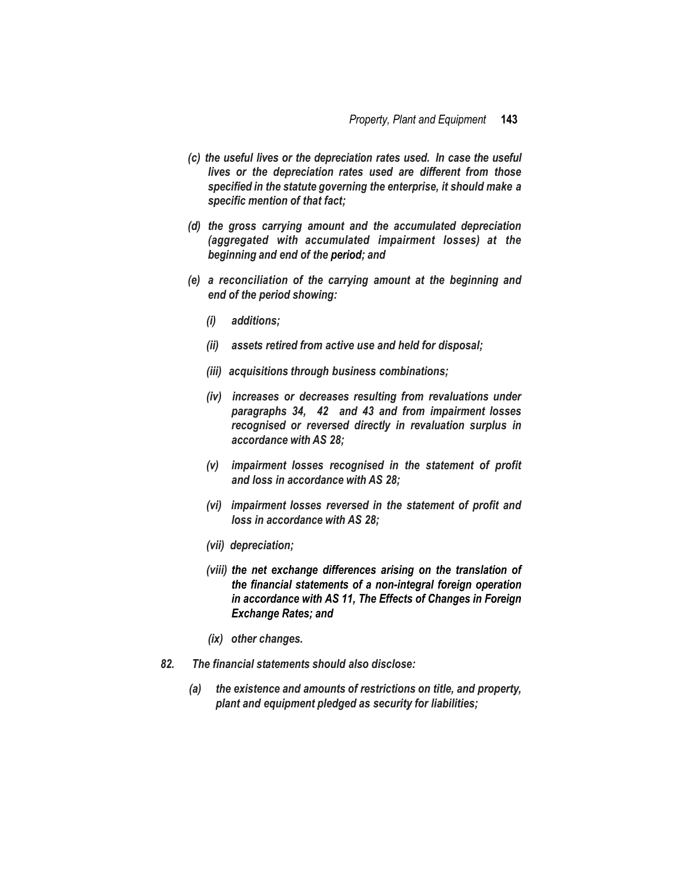*(c) the useful lives or the depreciation rates used. In case the useful lives or the depreciation rates used are different from those specified in the statute governing the enterprise, it should make a specific mention of that fact;*

*(d) the gross carrying amount and the accumulated depreciation (aggregated with accumulated impairment losses) at the beginning and end of the **period**; and*

*(e) a reconciliation of the carrying amount at the beginning and end of the period showing:*

*(i) additions;*

*(ii) assets retired from active use and held for disposal;*

*(iii) acquisitions through business combinations;*

*(iv) increases or decreases resulting from revaluations under paragraphs 34, 42 and 43 and from impairment losses recognised or reversed directly in revaluation surplus in accordance with AS 28;*

*(v) impairment losses recognised in the statement of profit and loss in accordance with AS 28;*

*(vi) impairment losses reversed in the statement of profit and loss in accordance with AS 28;*

*(vii) depreciation;*

*(viii) the net exchange differences arising on the translation of the financial statements of a non-integral foreign operation in accordance with AS 11, The Effects of Changes in Foreign Exchange Rates; and*

*(ix) other changes.*

*82. The financial statements should also disclose:*

*(a) the existence and amounts of restrictions on title, and property, plant and equipment pledged as security for liabilities;*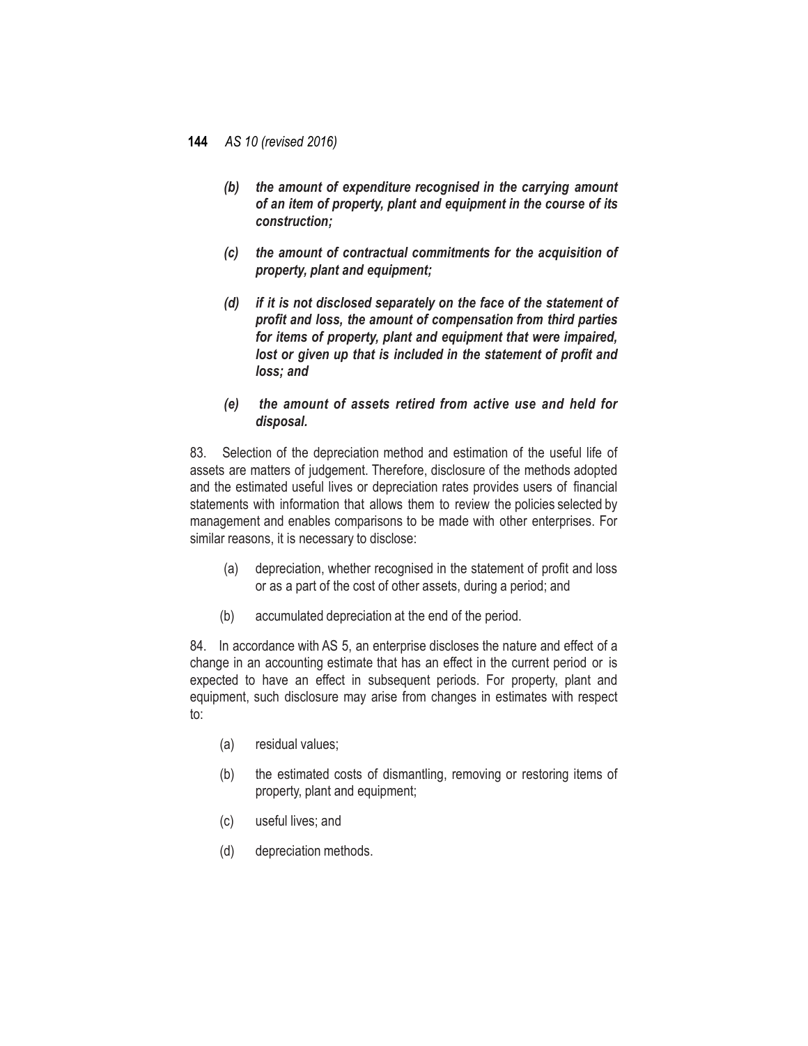*(b)* ***the amount of expenditure recognised in the carrying amount of an item of property, plant and equipment in the course of its construction;***

*(c)* ***the amount of contractual commitments for the acquisition of property, plant and equipment;***

*(d)* ***if it is not disclosed separately on the face of the statement of profit and loss, the amount of compensation from third parties for items of property, plant and equipment that were impaired, lost or given up that is included in the statement of profit and loss; and***

*(e)* ***the amount of assets retired from active use and held for disposal.***

83. Selection of the depreciation method and estimation of the useful life of assets are matters of judgement. Therefore, disclosure of the methods adopted and the estimated useful lives or depreciation rates provides users of financial statements with information that allows them to review the policies selected by management and enables comparisons to be made with other enterprises. For similar reasons, it is necessary to disclose:

(a) depreciation, whether recognised in the statement of profit and loss or as a part of the cost of other assets, during a period; and

(b) accumulated depreciation at the end of the period.

84. In accordance with AS 5, an enterprise discloses the nature and effect of a change in an accounting estimate that has an effect in the current period or is expected to have an effect in subsequent periods. For property, plant and equipment, such disclosure may arise from changes in estimates with respect to:

(a) residual values;

(b) the estimated costs of dismantling, removing or restoring items of property, plant and equipment;

(c) useful lives; and

(d) depreciation methods.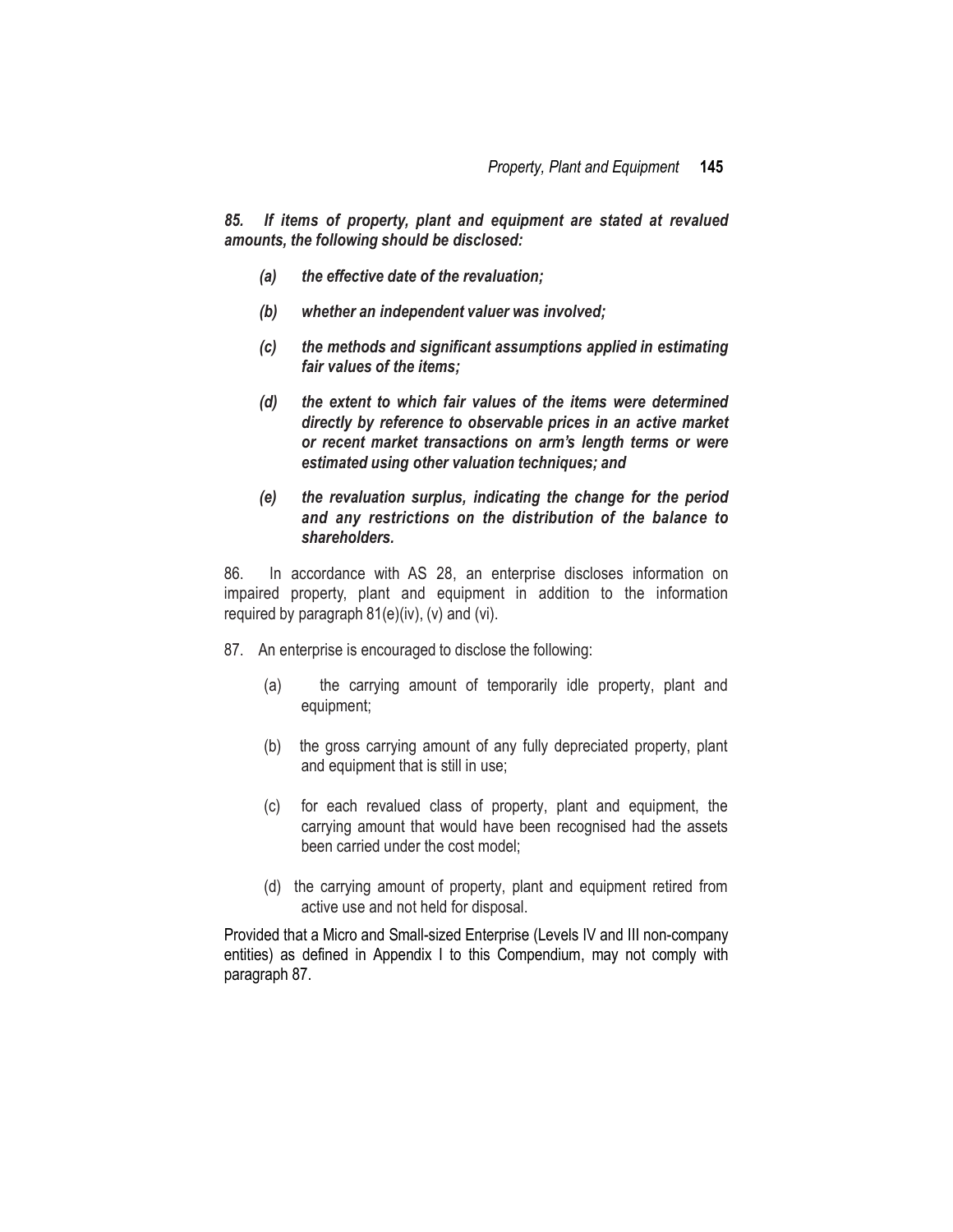***85. If items of property, plant and equipment are stated at revalued amounts, the following should be disclosed:***

- ***(a) the effective date of the revaluation;***
- ***(b) whether an independent valuer was involved;***
- ***(c) the methods and significant assumptions applied in estimating fair values of the items;***
- ***(d) the extent to which fair values of the items were determined directly by reference to observable prices in an active market or recent market transactions on arm's length terms or were estimated using other valuation techniques; and***
- ***(e) the revaluation surplus, indicating the change for the period and any restrictions on the distribution of the balance to shareholders.***

86. In accordance with AS 28, an enterprise discloses information on impaired property, plant and equipment in addition to the information required by paragraph 81(e)(iv), (v) and (vi).

87. An enterprise is encouraged to disclose the following:

- (a) the carrying amount of temporarily idle property, plant and equipment;
- (b) the gross carrying amount of any fully depreciated property, plant and equipment that is still in use;
- (c) for each revalued class of property, plant and equipment, the carrying amount that would have been recognised had the assets been carried under the cost model;
- (d) the carrying amount of property, plant and equipment retired from active use and not held for disposal.

Provided that a Micro and Small-sized Enterprise (Levels IV and III non-company entities) as defined in Appendix I to this Compendium, may not comply with paragraph 87.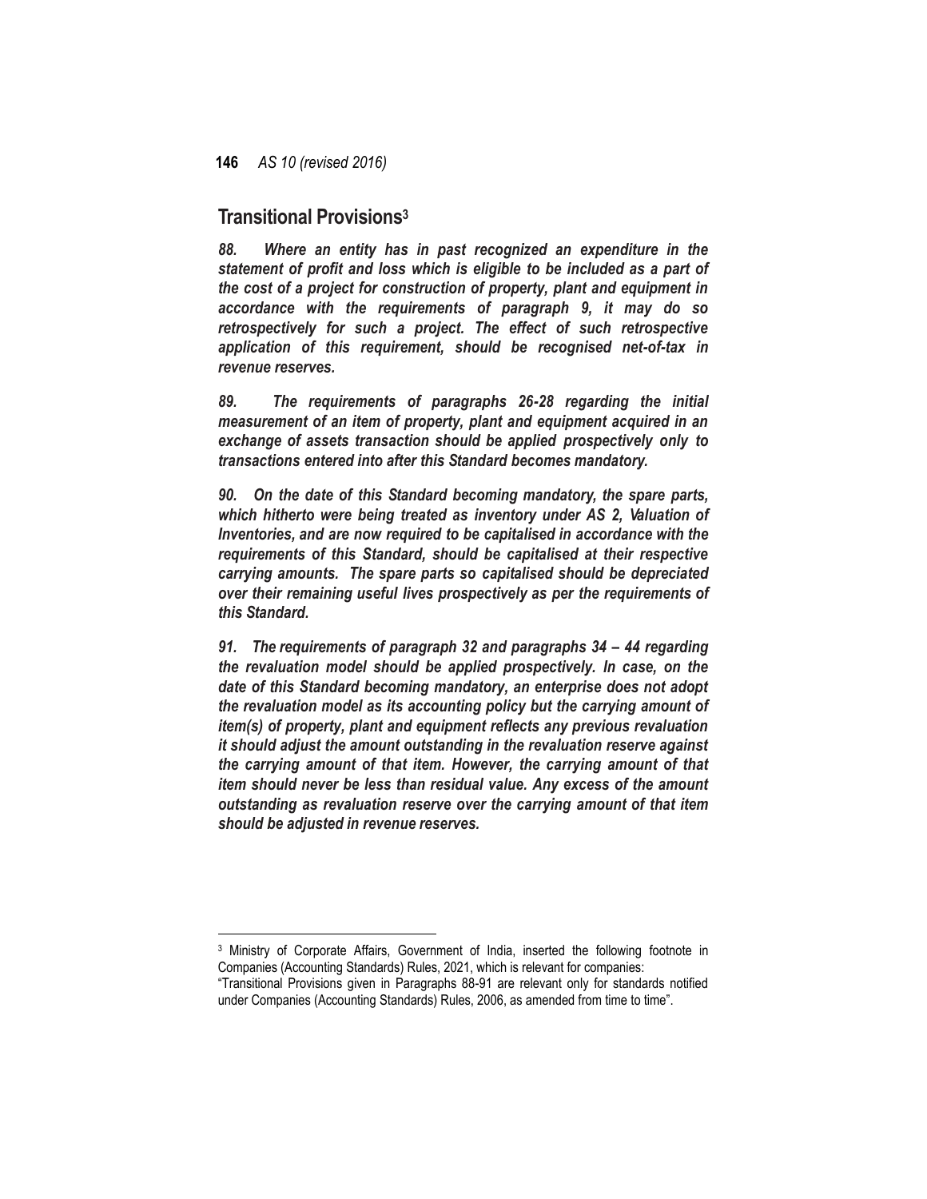## Transitional Provisions[3]

***88. Where an entity has in past recognized an expenditure in the statement of profit and loss which is eligible to be included as a part of the cost of a project for construction of property, plant and equipment in accordance with the requirements of paragraph 9, it may do so retrospectively for such a project. The effect of such retrospective application of this requirement, should be recognised net-of-tax in revenue reserves.***

***89. The requirements of paragraphs 26-28 regarding the initial measurement of an item of property, plant and equipment acquired in an exchange of assets transaction should be applied prospectively only to transactions entered into after this Standard becomes mandatory.***

***90. On the date of this Standard becoming mandatory, the spare parts, which hitherto were being treated as inventory under AS 2, Valuation of Inventories, and are now required to be capitalised in accordance with the requirements of this Standard, should be capitalised at their respective carrying amounts. The spare parts so capitalised should be depreciated over their remaining useful lives prospectively as per the requirements of this Standard.***

***91. The requirements of paragraph 32 and paragraphs 34 – 44 regarding the revaluation model should be applied prospectively. In case, on the date of this Standard becoming mandatory, an enterprise does not adopt the revaluation model as its accounting policy but the carrying amount of item(s) of property, plant and equipment reflects any previous revaluation it should adjust the amount outstanding in the revaluation reserve against the carrying amount of that item. However, the carrying amount of that item should never be less than residual value. Any excess of the amount outstanding as revaluation reserve over the carrying amount of that item should be adjusted in revenue reserves.***

---

[3] Ministry of Corporate Affairs, Government of India, inserted the following footnote in Companies (Accounting Standards) Rules, 2021, which is relevant for companies:

"Transitional Provisions given in Paragraphs 88-91 are relevant only for standards notified under Companies (Accounting Standards) Rules, 2006, as amended from time to time".